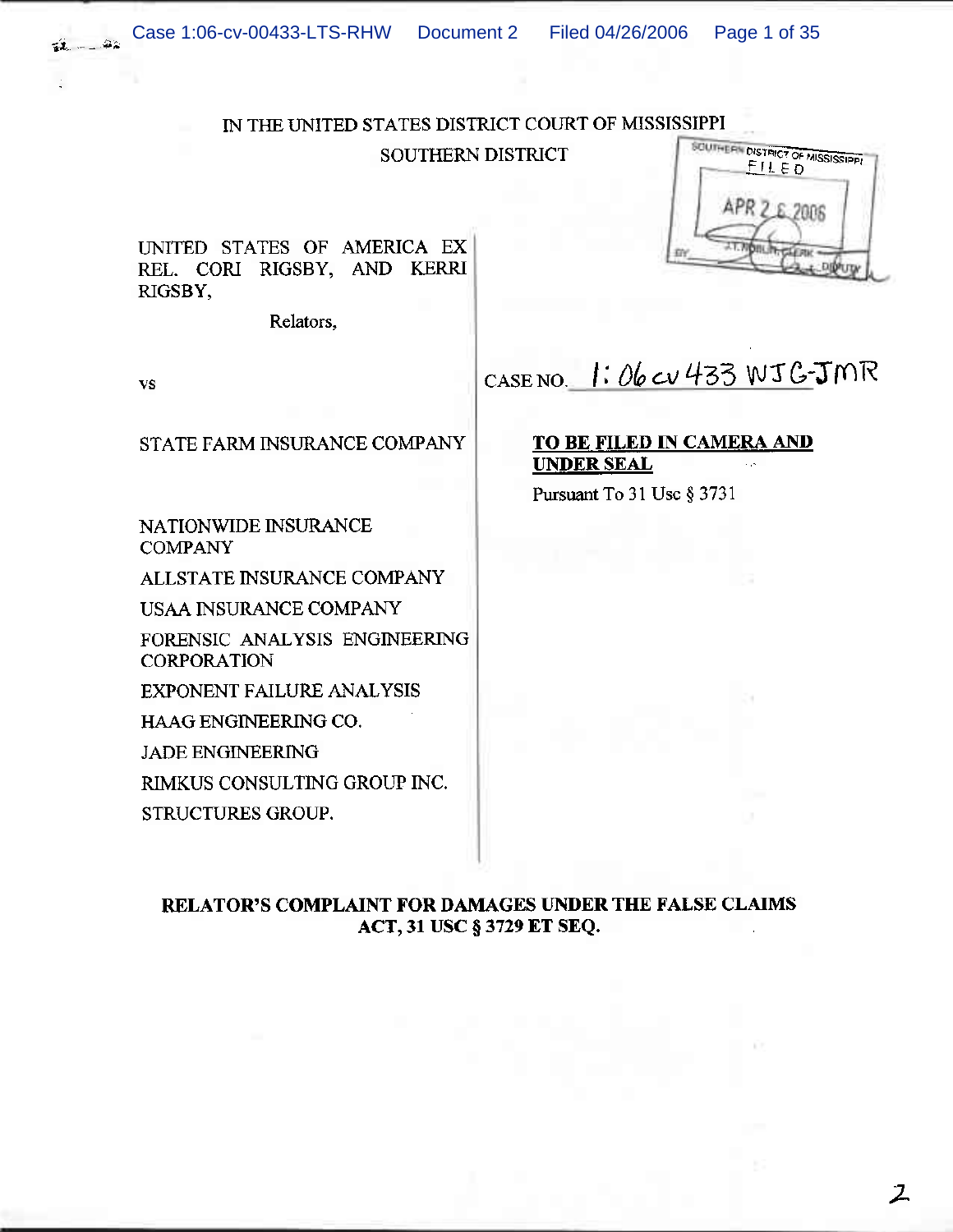IN THE UNITED STATES DISTRICT COURT OF MISSISSIPPI

SOUTHERN DISTRICT

SOUTHERN DISTRICT OF MISSISSIPPI
FILED
APR 26 2006
J.T. NOBLIN, CLERK
BY _______ DEPUTY

UNITED STATES OF AMERICA EX REL. CORI RIGSBY, AND KERRI RIGSBY,

Relators,

vs

STATE FARM INSURANCE COMPANY

NATIONWIDE INSURANCE COMPANY

ALLSTATE INSURANCE COMPANY

USAA INSURANCE COMPANY

FORENSIC ANALYSIS ENGINEERING CORPORATION

EXPONENT FAILURE ANALYSIS

HAAG ENGINEERING CO.

JADE ENGINEERING

RIMKUS CONSULTING GROUP INC.

STRUCTURES GROUP.

CASE NO. 1:06cv433 WJG-JMR

**TO BE FILED IN CAMERA AND UNDER SEAL**

Pursuant To 31 Usc § 3731

**RELATOR'S COMPLAINT FOR DAMAGES UNDER THE FALSE CLAIMS ACT, 31 USC § 3729 ET SEQ.**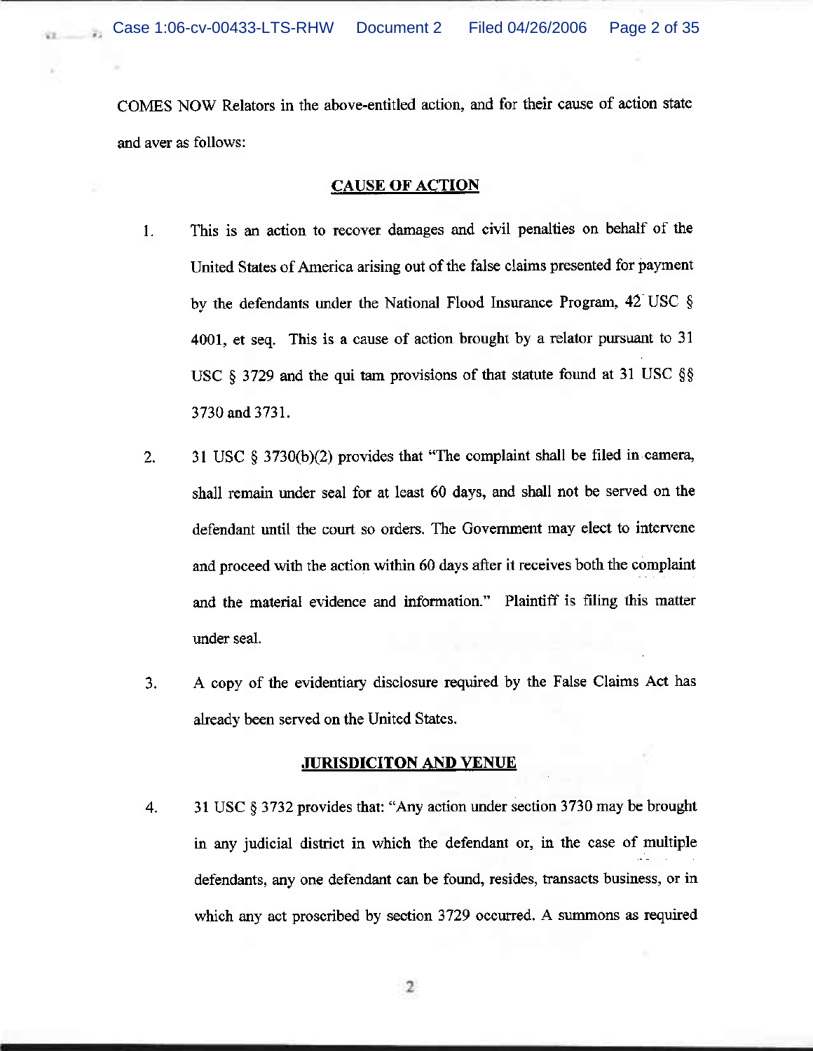COMES NOW Relators in the above-entitled action, and for their cause of action state and aver as follows:

## CAUSE OF ACTION

1. This is an action to recover damages and civil penalties on behalf of the United States of America arising out of the false claims presented for payment by the defendants under the National Flood Insurance Program, 42 USC § 4001, et seq. This is a cause of action brought by a relator pursuant to 31 USC § 3729 and the qui tam provisions of that statute found at 31 USC §§ 3730 and 3731.

2. 31 USC § 3730(b)(2) provides that "The complaint shall be filed in camera, shall remain under seal for at least 60 days, and shall not be served on the defendant until the court so orders. The Government may elect to intervene and proceed with the action within 60 days after it receives both the complaint and the material evidence and information." Plaintiff is filing this matter under seal.

3. A copy of the evidentiary disclosure required by the False Claims Act has already been served on the United States.

## JURISDICITON AND VENUE

4. 31 USC § 3732 provides that: "Any action under section 3730 may be brought in any judicial district in which the defendant or, in the case of multiple defendants, any one defendant can be found, resides, transacts business, or in which any act proscribed by section 3729 occurred. A summons as required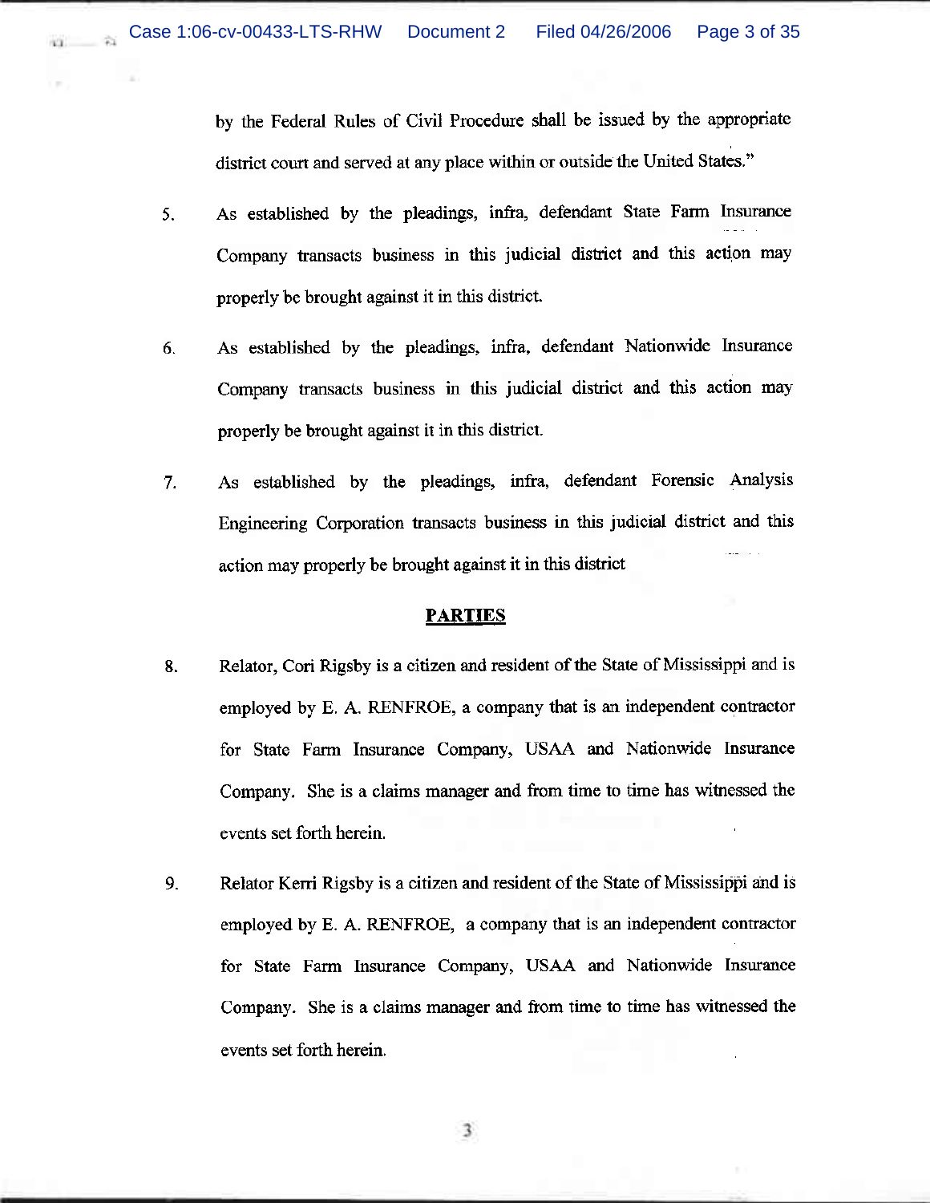by the Federal Rules of Civil Procedure shall be issued by the appropriate district court and served at any place within or outside the United States."

5. As established by the pleadings, infra, defendant State Farm Insurance Company transacts business in this judicial district and this action may properly be brought against it in this district.

6. As established by the pleadings, infra, defendant Nationwide Insurance Company transacts business in this judicial district and this action may properly be brought against it in this district.

7. As established by the pleadings, infra, defendant Forensic Analysis Engineering Corporation transacts business in this judicial district and this action may properly be brought against it in this district

## PARTIES

8. Relator, Cori Rigsby is a citizen and resident of the State of Mississippi and is employed by E. A. RENFROE, a company that is an independent contractor for State Farm Insurance Company, USAA and Nationwide Insurance Company. She is a claims manager and from time to time has witnessed the events set forth herein.

9. Relator Kerri Rigsby is a citizen and resident of the State of Mississippi and is employed by E. A. RENFROE, a company that is an independent contractor for State Farm Insurance Company, USAA and Nationwide Insurance Company. She is a claims manager and from time to time has witnessed the events set forth herein.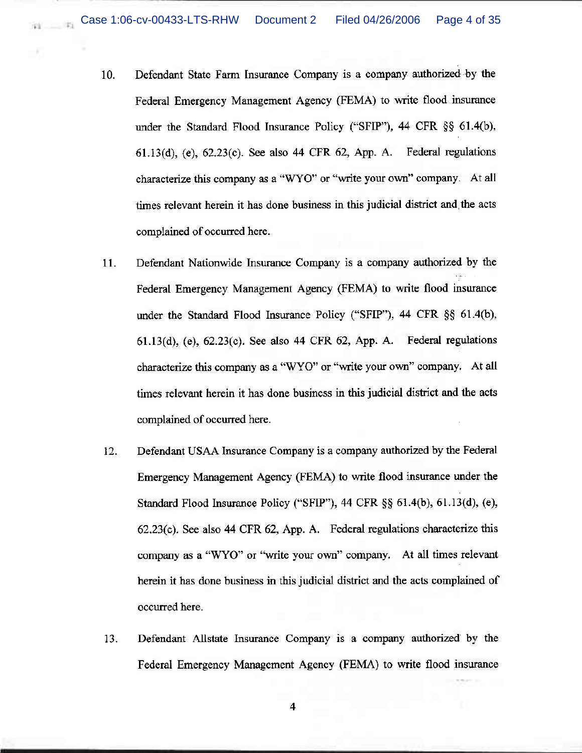10. Defendant State Farm Insurance Company is a company authorized by the Federal Emergency Management Agency (FEMA) to write flood insurance under the Standard Flood Insurance Policy ("SFIP"), 44 CFR §§ 61.4(b), 61.13(d), (e), 62.23(c). See also 44 CFR 62, App. A. Federal regulations characterize this company as a "WYO" or "write your own" company. At all times relevant herein it has done business in this judicial district and the acts complained of occurred here.

11. Defendant Nationwide Insurance Company is a company authorized by the Federal Emergency Management Agency (FEMA) to write flood insurance under the Standard Flood Insurance Policy ("SFIP"), 44 CFR §§ 61.4(b), 61.13(d), (e), 62.23(c). See also 44 CFR 62, App. A. Federal regulations characterize this company as a "WYO" or "write your own" company. At all times relevant herein it has done business in this judicial district and the acts complained of occurred here.

12. Defendant USAA Insurance Company is a company authorized by the Federal Emergency Management Agency (FEMA) to write flood insurance under the Standard Flood Insurance Policy ("SFIP"), 44 CFR §§ 61.4(b), 61.13(d), (e), 62.23(c). See also 44 CFR 62, App. A. Federal regulations characterize this company as a "WYO" or "write your own" company. At all times relevant herein it has done business in this judicial district and the acts complained of occurred here.

13. Defendant Allstate Insurance Company is a company authorized by the Federal Emergency Management Agency (FEMA) to write flood insurance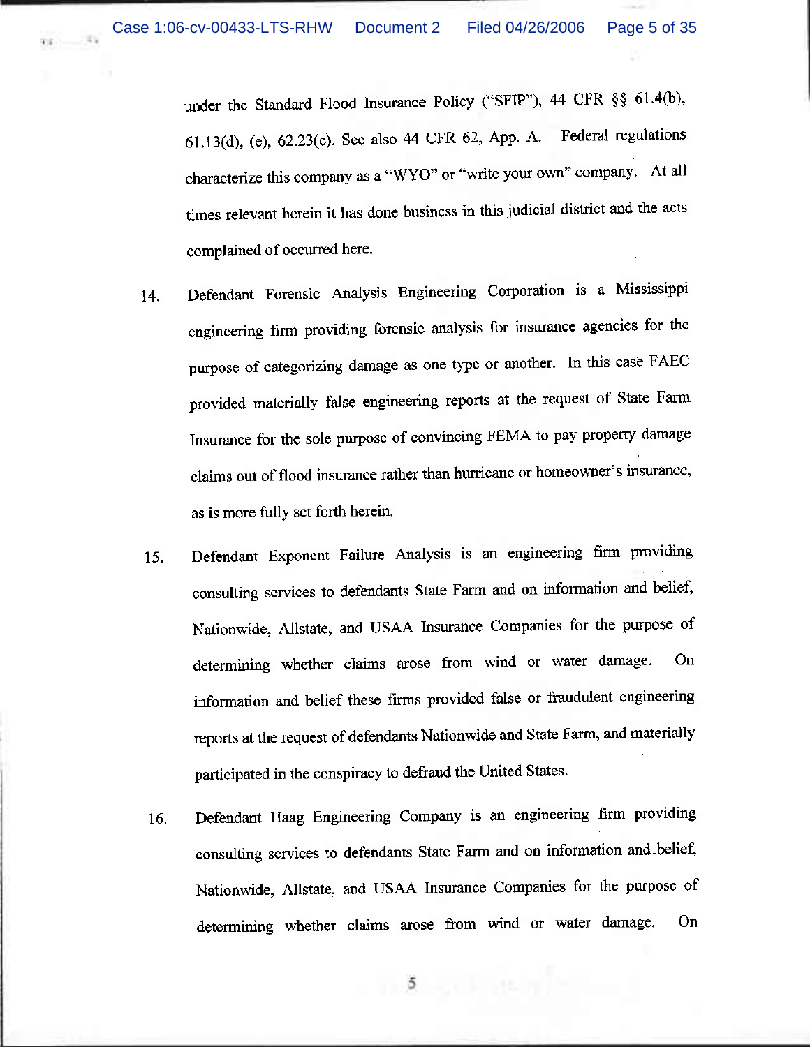under the Standard Flood Insurance Policy ("SFIP"), 44 CFR §§ 61.4(b), 61.13(d), (e), 62.23(c). See also 44 CFR 62, App. A. Federal regulations characterize this company as a "WYO" or "write your own" company. At all times relevant herein it has done business in this judicial district and the acts complained of occurred here.

14. Defendant Forensic Analysis Engineering Corporation is a Mississippi engineering firm providing forensic analysis for insurance agencies for the purpose of categorizing damage as one type or another. In this case FAEC provided materially false engineering reports at the request of State Farm Insurance for the sole purpose of convincing FEMA to pay property damage claims out of flood insurance rather than hurricane or homeowner's insurance, as is more fully set forth herein.

15. Defendant Exponent Failure Analysis is an engineering firm providing consulting services to defendants State Farm and on information and belief, Nationwide, Allstate, and USAA Insurance Companies for the purpose of determining whether claims arose from wind or water damage. On information and belief these firms provided false or fraudulent engineering reports at the request of defendants Nationwide and State Farm, and materially participated in the conspiracy to defraud the United States.

16. Defendant Haag Engineering Company is an engineering firm providing consulting services to defendants State Farm and on information and belief, Nationwide, Allstate, and USAA Insurance Companies for the purpose of determining whether claims arose from wind or water damage. On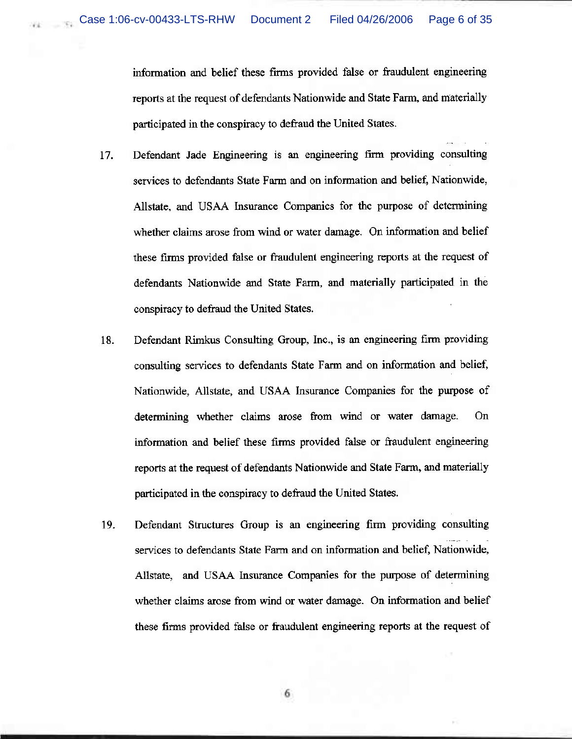information and belief these firms provided false or fraudulent engineering reports at the request of defendants Nationwide and State Farm, and materially participated in the conspiracy to defraud the United States.

17. Defendant Jade Engineering is an engineering firm providing consulting services to defendants State Farm and on information and belief, Nationwide, Allstate, and USAA Insurance Companies for the purpose of determining whether claims arose from wind or water damage. On information and belief these firms provided false or fraudulent engineering reports at the request of defendants Nationwide and State Farm, and materially participated in the conspiracy to defraud the United States.

18. Defendant Rimkus Consulting Group, Inc., is an engineering firm providing consulting services to defendants State Farm and on information and belief, Nationwide, Allstate, and USAA Insurance Companies for the purpose of determining whether claims arose from wind or water damage. On information and belief these firms provided false or fraudulent engineering reports at the request of defendants Nationwide and State Farm, and materially participated in the conspiracy to defraud the United States.

19. Defendant Structures Group is an engineering firm providing consulting services to defendants State Farm and on information and belief, Nationwide, Allstate, and USAA Insurance Companies for the purpose of determining whether claims arose from wind or water damage. On information and belief these firms provided false or fraudulent engineering reports at the request of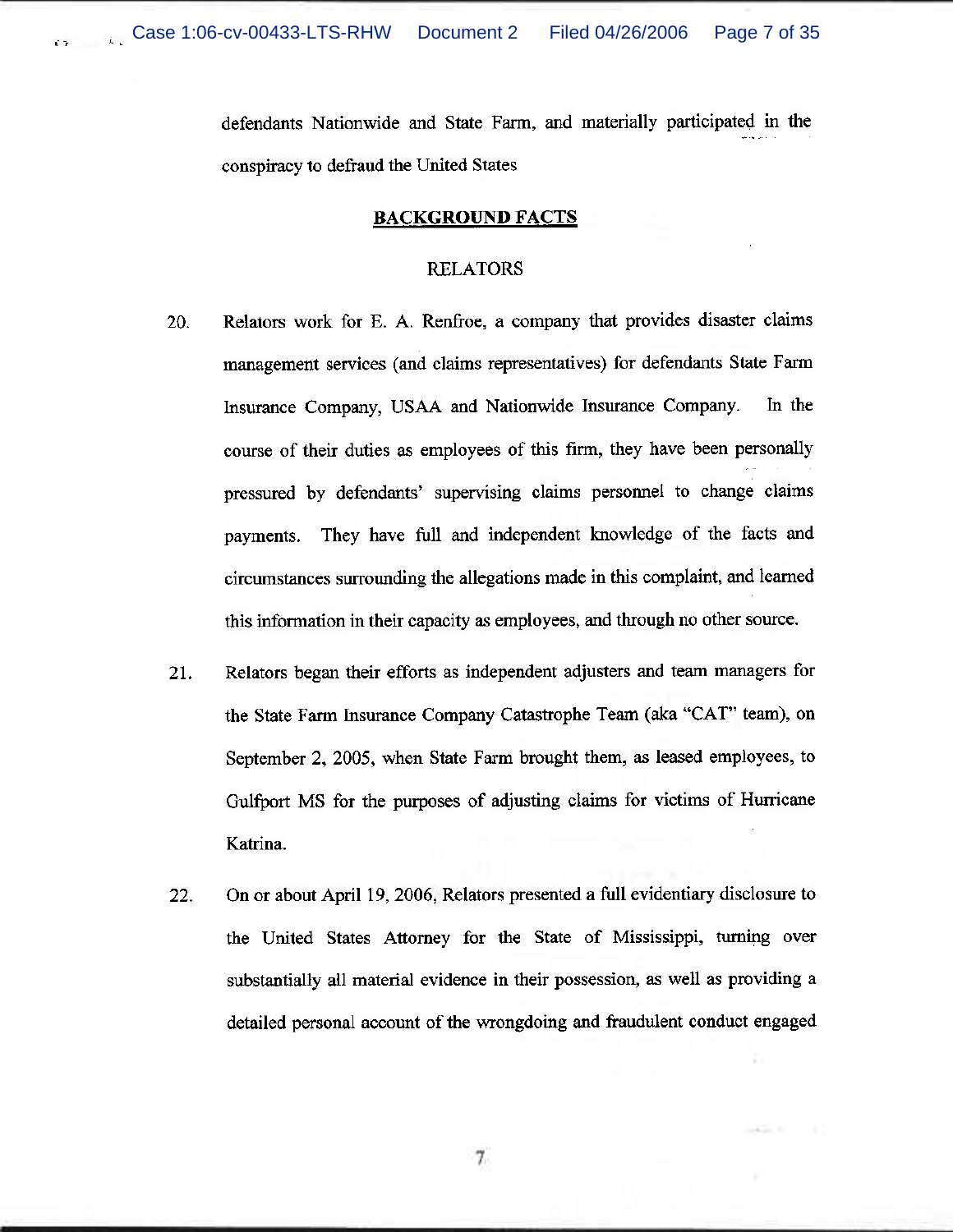defendants Nationwide and State Farm, and materially participated in the conspiracy to defraud the United States

**BACKGROUND FACTS**

RELATORS

20. Relators work for E. A. Renfroe, a company that provides disaster claims management services (and claims representatives) for defendants State Farm Insurance Company, USAA and Nationwide Insurance Company. In the course of their duties as employees of this firm, they have been personally pressured by defendants' supervising claims personnel to change claims payments. They have full and independent knowledge of the facts and circumstances surrounding the allegations made in this complaint, and learned this information in their capacity as employees, and through no other source.

21. Relators began their efforts as independent adjusters and team managers for the State Farm Insurance Company Catastrophe Team (aka "CAT" team), on September 2, 2005, when State Farm brought them, as leased employees, to Gulfport MS for the purposes of adjusting claims for victims of Hurricane Katrina.

22. On or about April 19, 2006, Relators presented a full evidentiary disclosure to the United States Attorney for the State of Mississippi, turning over substantially all material evidence in their possession, as well as providing a detailed personal account of the wrongdoing and fraudulent conduct engaged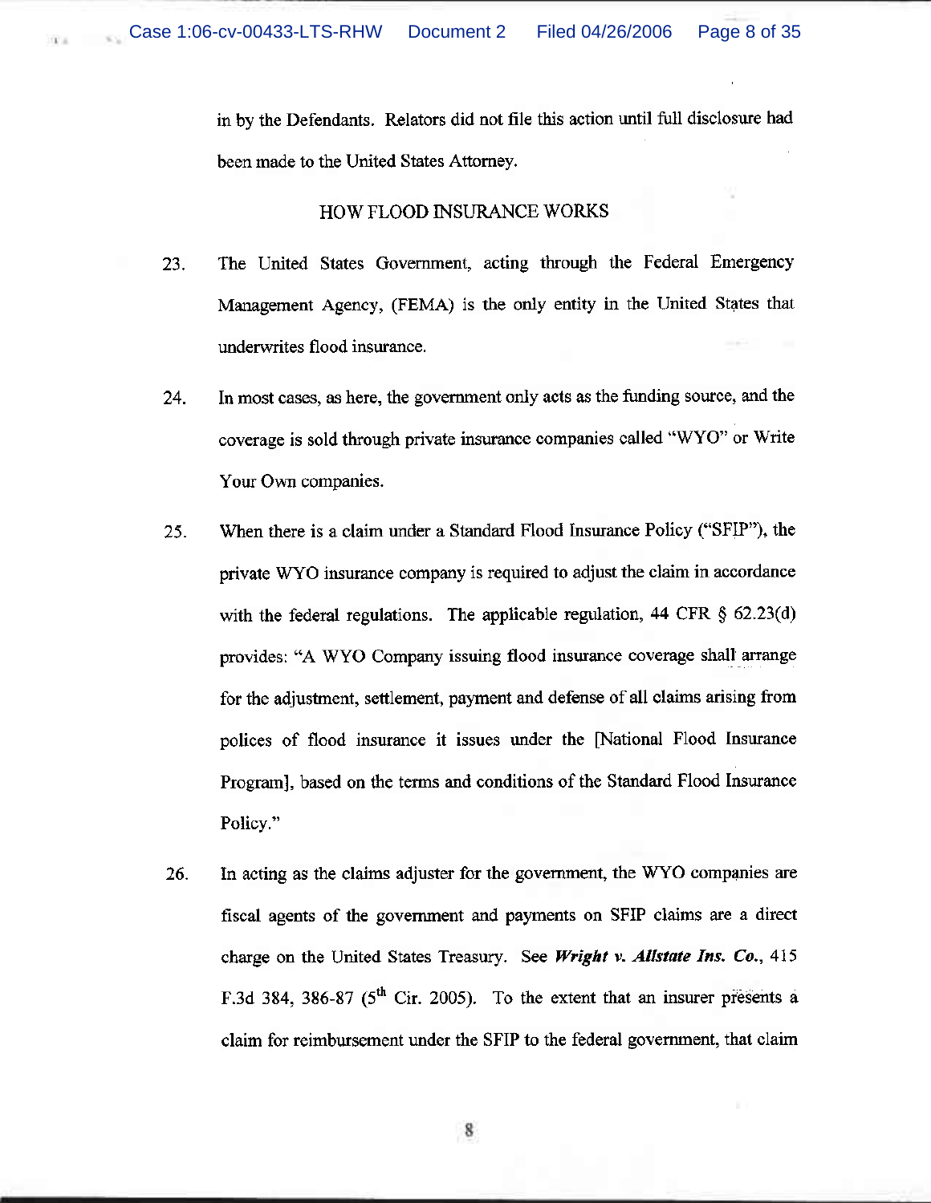in by the Defendants. Relators did not file this action until full disclosure had been made to the United States Attorney.

## HOW FLOOD INSURANCE WORKS

23. The United States Government, acting through the Federal Emergency Management Agency, (FEMA) is the only entity in the United States that underwrites flood insurance.

24. In most cases, as here, the government only acts as the funding source, and the coverage is sold through private insurance companies called "WYO" or Write Your Own companies.

25. When there is a claim under a Standard Flood Insurance Policy ("SFIP"), the private WYO insurance company is required to adjust the claim in accordance with the federal regulations. The applicable regulation, 44 CFR § 62.23(d) provides: "A WYO Company issuing flood insurance coverage shall arrange for the adjustment, settlement, payment and defense of all claims arising from polices of flood insurance it issues under the [National Flood Insurance Program], based on the terms and conditions of the Standard Flood Insurance Policy."

26. In acting as the claims adjuster for the government, the WYO companies are fiscal agents of the government and payments on SFIP claims are a direct charge on the United States Treasury. See ***Wright v. Allstate Ins. Co.***, 415 F.3d 384, 386-87 (5th Cir. 2005). To the extent that an insurer presents a claim for reimbursement under the SFIP to the federal government, that claim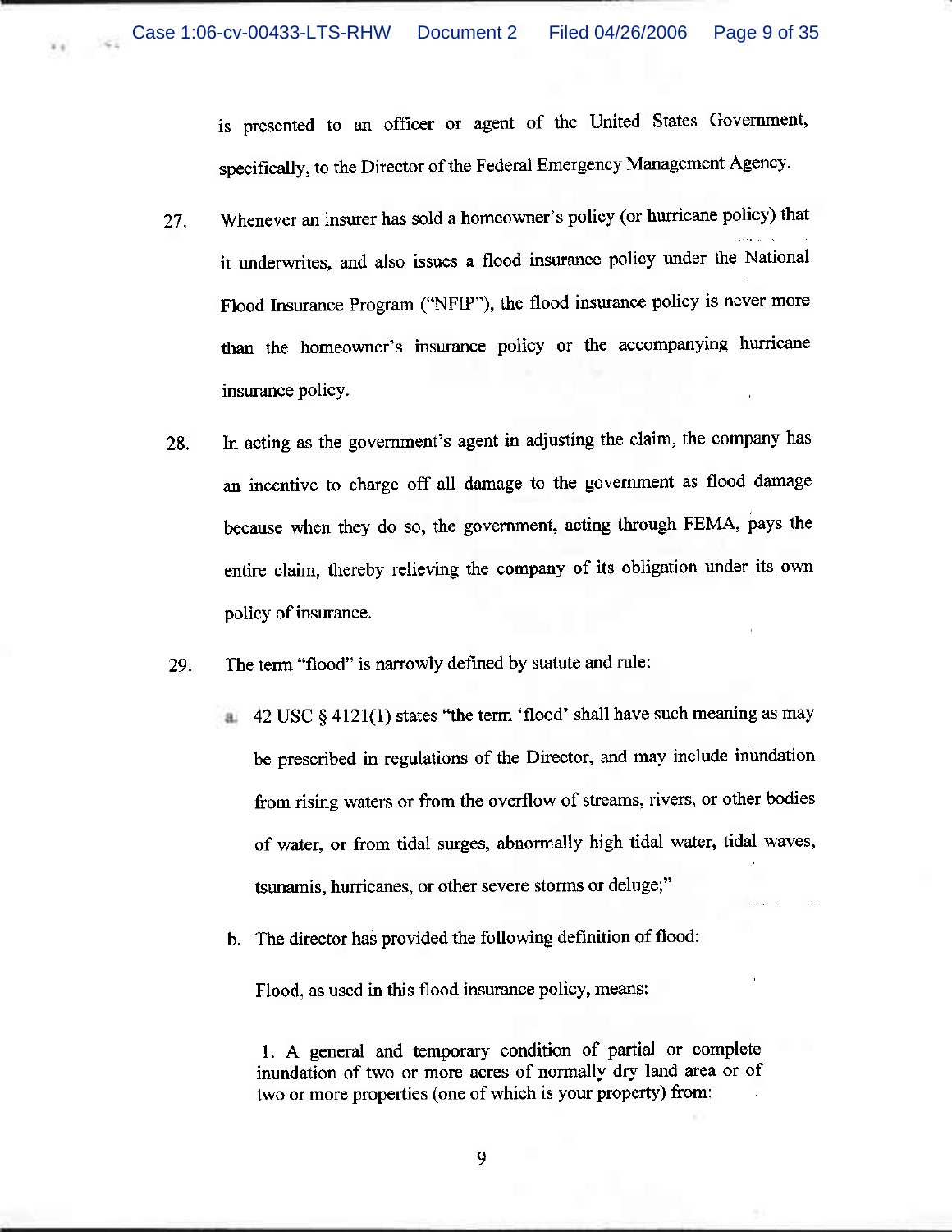is presented to an officer or agent of the United States Government, specifically, to the Director of the Federal Emergency Management Agency.

27. Whenever an insurer has sold a homeowner's policy (or hurricane policy) that it underwrites, and also issues a flood insurance policy under the National Flood Insurance Program ("NFIP"), the flood insurance policy is never more than the homeowner's insurance policy or the accompanying hurricane insurance policy.

28. In acting as the government's agent in adjusting the claim, the company has an incentive to charge off all damage to the government as flood damage because when they do so, the government, acting through FEMA, pays the entire claim, thereby relieving the company of its obligation under its own policy of insurance.

29. The term "flood" is narrowly defined by statute and rule:

   a. 42 USC § 4121(1) states "the term 'flood' shall have such meaning as may be prescribed in regulations of the Director, and may include inundation from rising waters or from the overflow of streams, rivers, or other bodies of water, or from tidal surges, abnormally high tidal water, tidal waves, tsunamis, hurricanes, or other severe storms or deluge;"

   b. The director has provided the following definition of flood:

      Flood, as used in this flood insurance policy, means:

      1. A general and temporary condition of partial or complete inundation of two or more acres of normally dry land area or of two or more properties (one of which is your property) from: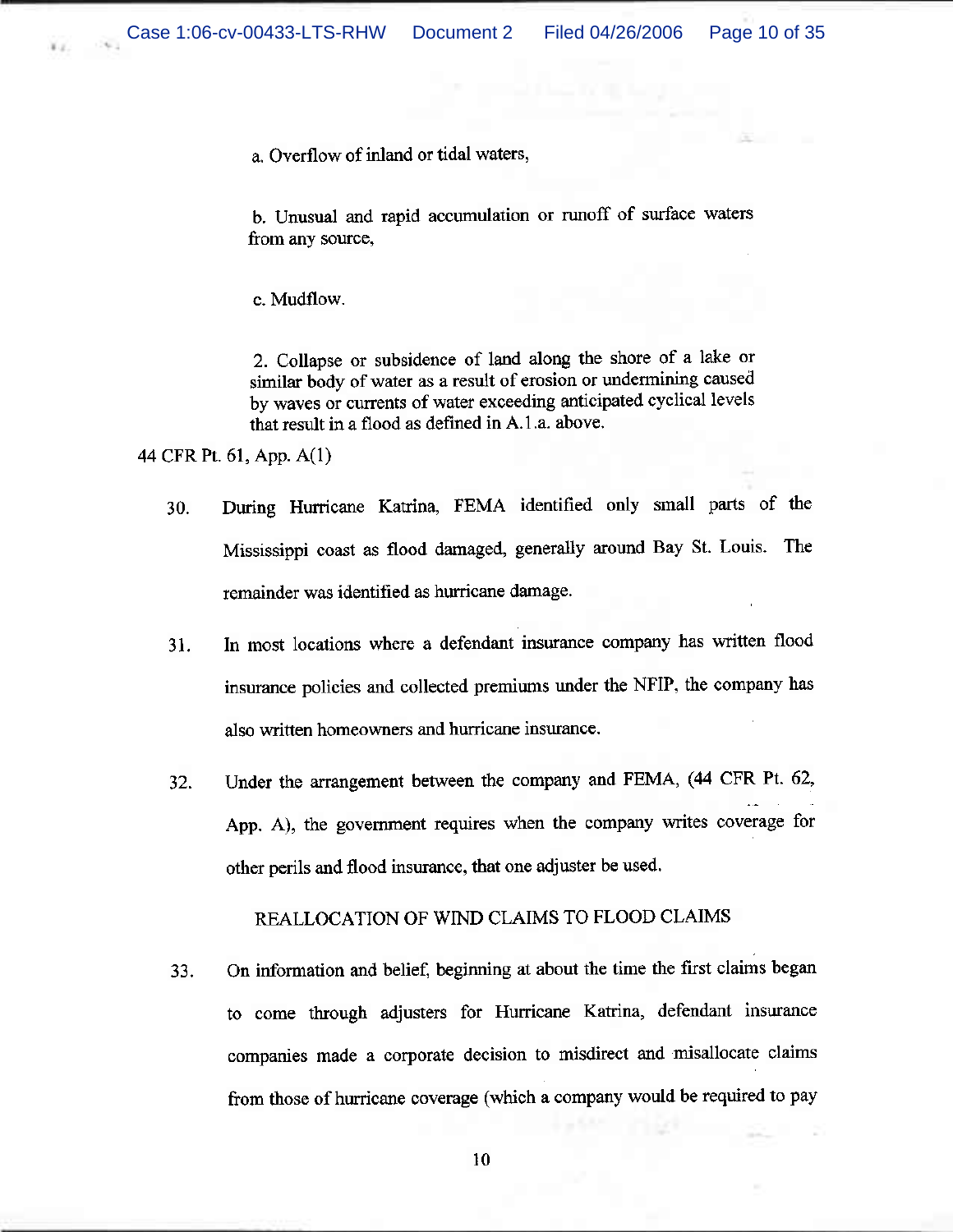a. Overflow of inland or tidal waters,

b. Unusual and rapid accumulation or runoff of surface waters from any source,

c. Mudflow.

2. Collapse or subsidence of land along the shore of a lake or similar body of water as a result of erosion or undermining caused by waves or currents of water exceeding anticipated cyclical levels that result in a flood as defined in A.1.a. above.

44 CFR Pt. 61, App. A(1)

30. During Hurricane Katrina, FEMA identified only small parts of the Mississippi coast as flood damaged, generally around Bay St. Louis. The remainder was identified as hurricane damage.

31. In most locations where a defendant insurance company has written flood insurance policies and collected premiums under the NFIP, the company has also written homeowners and hurricane insurance.

32. Under the arrangement between the company and FEMA, (44 CFR Pt. 62, App. A), the government requires when the company writes coverage for other perils and flood insurance, that one adjuster be used.

REALLOCATION OF WIND CLAIMS TO FLOOD CLAIMS

33. On information and belief, beginning at about the time the first claims began to come through adjusters for Hurricane Katrina, defendant insurance companies made a corporate decision to misdirect and misallocate claims from those of hurricane coverage (which a company would be required to pay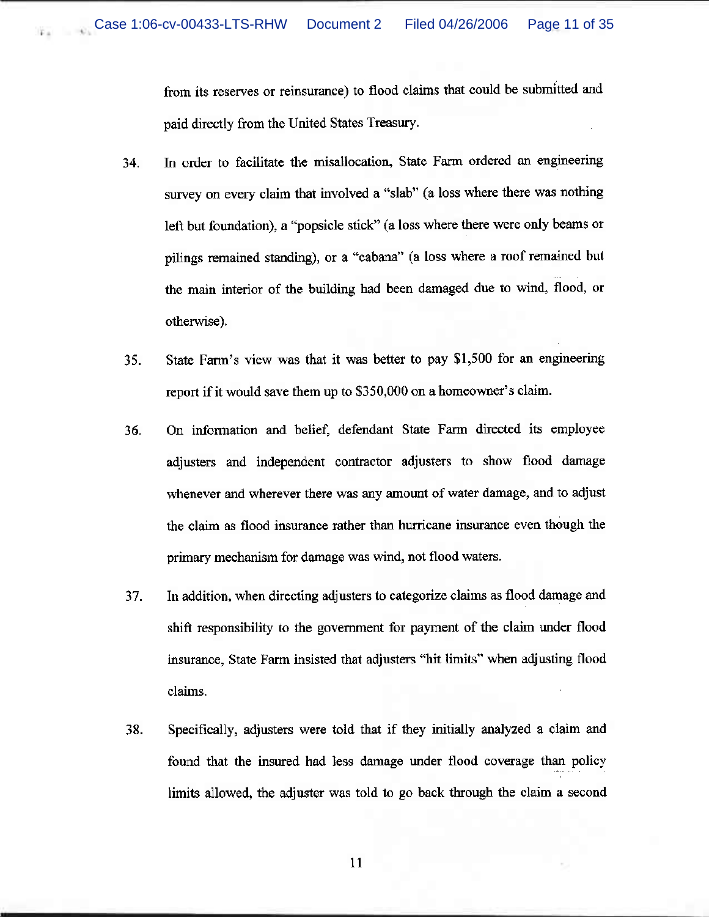from its reserves or reinsurance) to flood claims that could be submitted and paid directly from the United States Treasury.

34. In order to facilitate the misallocation, State Farm ordered an engineering survey on every claim that involved a "slab" (a loss where there was nothing left but foundation), a "popsicle stick" (a loss where there were only beams or pilings remained standing), or a "cabana" (a loss where a roof remained but the main interior of the building had been damaged due to wind, flood, or otherwise).

35. State Farm's view was that it was better to pay $1,500 for an engineering report if it would save them up to $350,000 on a homeowner's claim.

36. On information and belief, defendant State Farm directed its employee adjusters and independent contractor adjusters to show flood damage whenever and wherever there was any amount of water damage, and to adjust the claim as flood insurance rather than hurricane insurance even though the primary mechanism for damage was wind, not flood waters.

37. In addition, when directing adjusters to categorize claims as flood damage and shift responsibility to the government for payment of the claim under flood insurance, State Farm insisted that adjusters "hit limits" when adjusting flood claims.

38. Specifically, adjusters were told that if they initially analyzed a claim and found that the insured had less damage under flood coverage than policy limits allowed, the adjuster was told to go back through the claim a second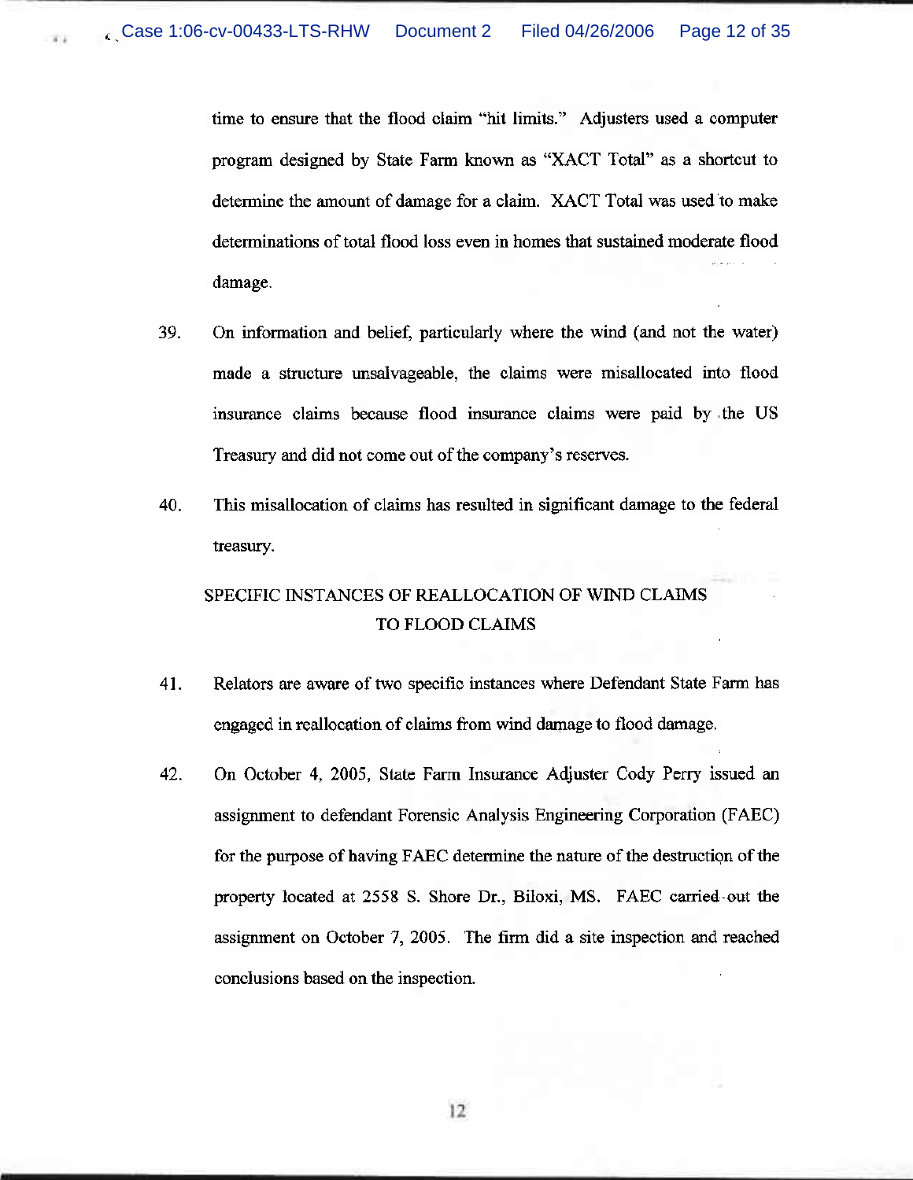time to ensure that the flood claim "hit limits." Adjusters used a computer program designed by State Farm known as "XACT Total" as a shortcut to determine the amount of damage for a claim. XACT Total was used to make determinations of total flood loss even in homes that sustained moderate flood damage.

39. On information and belief, particularly where the wind (and not the water) made a structure unsalvageable, the claims were misallocated into flood insurance claims because flood insurance claims were paid by the US Treasury and did not come out of the company's reserves.

40. This misallocation of claims has resulted in significant damage to the federal treasury.

SPECIFIC INSTANCES OF REALLOCATION OF WIND CLAIMS TO FLOOD CLAIMS

41. Relators are aware of two specific instances where Defendant State Farm has engaged in reallocation of claims from wind damage to flood damage.

42. On October 4, 2005, State Farm Insurance Adjuster Cody Perry issued an assignment to defendant Forensic Analysis Engineering Corporation (FAEC) for the purpose of having FAEC determine the nature of the destruction of the property located at 2558 S. Shore Dr., Biloxi, MS. FAEC carried out the assignment on October 7, 2005. The firm did a site inspection and reached conclusions based on the inspection.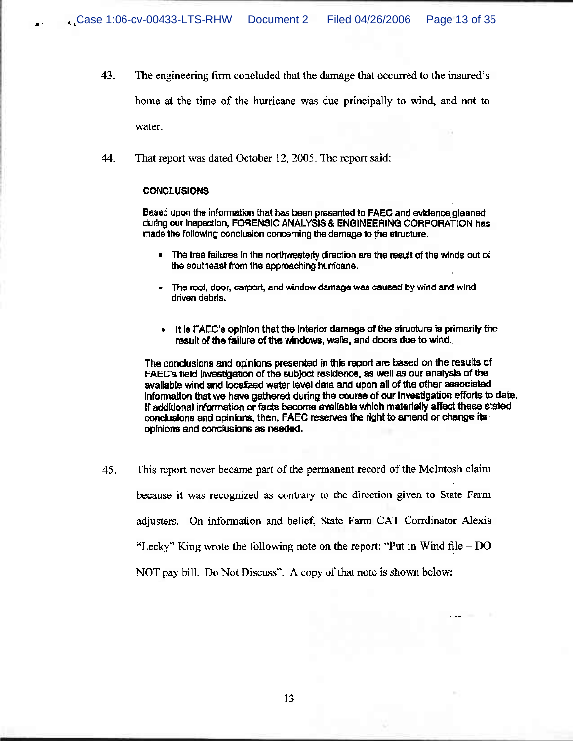43. The engineering firm concluded that the damage that occurred to the insured's home at the time of the hurricane was due principally to wind, and not to water.

44. That report was dated October 12, 2005. The report said:

> **CONCLUSIONS**
>
> Based upon the information that has been presented to FAEC and evidence gleaned during our inspection, FORENSIC ANALYSIS & ENGINEERING CORPORATION has made the following conclusion concerning the damage to the structure.
>
> - The tree failures in the northwesterly direction are the result of the winds out of the southeast from the approaching hurricane.
> - The roof, door, carport, and window damage was caused by wind and wind driven debris.
> - It is FAEC's opinion that the interior damage of the structure is primarily the result of the failure of the windows, walls, and doors due to wind.
>
> The conclusions and opinions presented in this report are based on the results of FAEC's field investigation of the subject residence, as well as our analysis of the available wind and localized water level data and upon all of the other associated information that we have gathered during the course of our investigation efforts to date. If additional information or facts become available which materially affect these stated conclusions and opinions, then, FAEC reserves the right to amend or change its opinions and conclusions as needed.

45. This report never became part of the permanent record of the McIntosh claim because it was recognized as contrary to the direction given to State Farm adjusters. On information and belief, State Farm CAT Corrdinator Alexis "Lecky" King wrote the following note on the report: "Put in Wind file – DO NOT pay bill. Do Not Discuss". A copy of that note is shown below: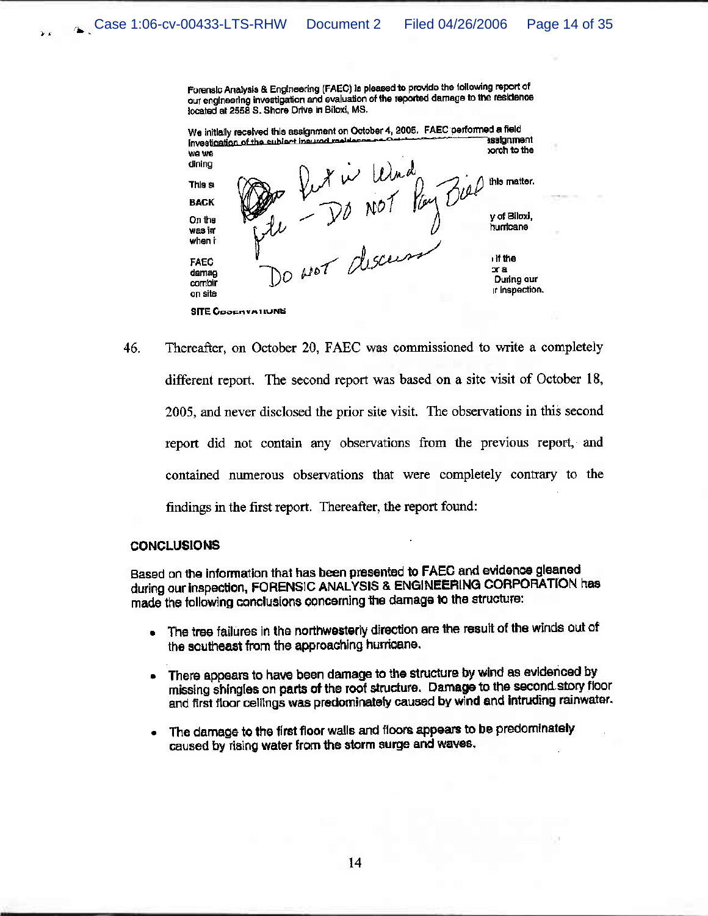Forensic Analysis & Engineering (FAEC) is pleased to provide the following report of our engineering investigation and evaluation of the reported damage to the residence located at 2558 S. Shore Drive in Biloxi, MS.

We initially received this assignment on October 4, 2005. FAEC performed a field investigation of the subject insured residence on ... assignment we we... porch to the dining...

This s... this matter.

BACK...

On the... y of Biloxi, was in... hurricane when i...

FAEC... if the damag... or a combin... During our on site... r inspection.

SITE OBSERVATIONS

Put in Wind file – DO NOT Pay Bill

DO NOT discuss

46. Thereafter, on October 20, FAEC was commissioned to write a completely different report. The second report was based on a site visit of October 18, 2005, and never disclosed the prior site visit. The observations in this second report did not contain any observations from the previous report, and contained numerous observations that were completely contrary to the findings in the first report. Thereafter, the report found:

**CONCLUSIONS**

Based on the information that has been presented to FAEC and evidence gleaned during our inspection, FORENSIC ANALYSIS & ENGINEERING CORPORATION has made the following conclusions concerning the damage to the structure:

- The tree failures in the northwesterly direction are the result of the winds out of the southeast from the approaching hurricane.
- There appears to have been damage to the structure by wind as evidenced by missing shingles on parts of the roof structure. Damage to the second story floor and first floor ceilings was predominately caused by wind and intruding rainwater.
- The damage to the first floor walls and floors appears to be predominately caused by rising water from the storm surge and waves.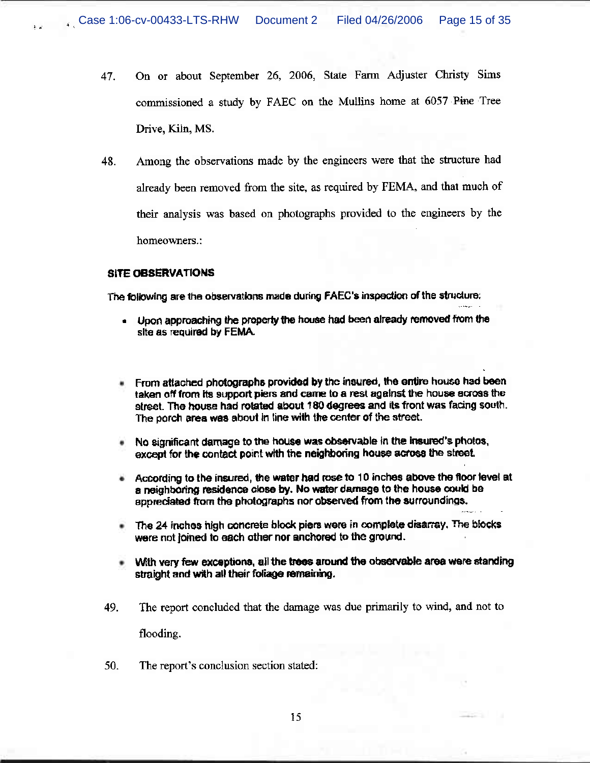47. On or about September 26, 2006, State Farm Adjuster Christy Sims commissioned a study by FAEC on the Mullins home at 6057 Pine Tree Drive, Kiln, MS.

48. Among the observations made by the engineers were that the structure had already been removed from the site, as required by FEMA, and that much of their analysis was based on photographs provided to the engineers by the homeowners.:

**SITE OBSERVATIONS**

The following are the observations made during FAEC's inspection of the structure:

- Upon approaching the property the house had been already removed from the site as required by FEMA.

- From attached photographs provided by the insured, the entire house had been taken off from its support piers and came to a rest against the house across the street. The house had rotated about 180 degrees and its front was facing south. The porch area was about in line with the center of the street.

- No significant damage to the house was observable in the insured's photos, except for the contact point with the neighboring house across the street.

- According to the insured, the water had rose to 10 inches above the floor level at a neighboring residence close by. No water damage to the house could be appreciated from the photographs nor observed from the surroundings.

- The 24 inches high concrete block piers were in complete disarray. The blocks were not joined to each other nor anchored to the ground.

- With very few exceptions, all the trees around the observable area were standing straight and with all their foliage remaining.

49. The report concluded that the damage was due primarily to wind, and not to flooding.

50. The report's conclusion section stated: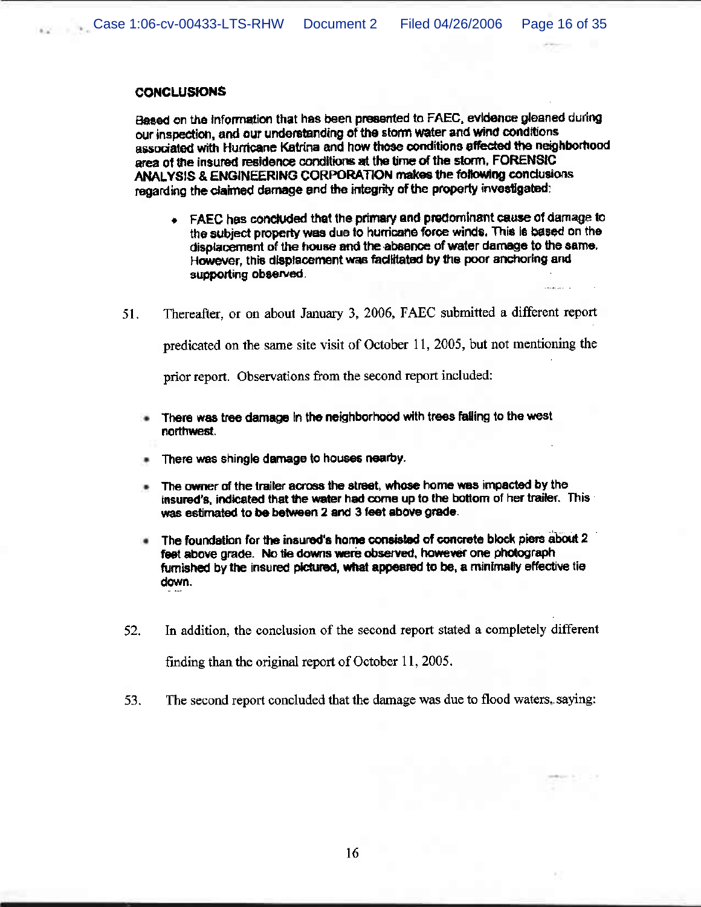**CONCLUSIONS**

Based on the information that has been presented to FAEC, evidence gleaned during our inspection, and our understanding of the storm water and wind conditions associated with Hurricane Katrina and how those conditions affected the neighborhood area of the insured residence conditions at the time of the storm, FORENSIC ANALYSIS & ENGINEERING CORPORATION makes the following conclusions regarding the claimed damage and the integrity of the property investigated:

- FAEC has concluded that the primary and predominant cause of damage to the subject property was due to hurricane force winds. This is based on the displacement of the house and the absence of water damage to the same. However, this displacement was facilitated by the poor anchoring and supporting observed.

51. Thereafter, or on about January 3, 2006, FAEC submitted a different report predicated on the same site visit of October 11, 2005, but not mentioning the prior report. Observations from the second report included:

- There was tree damage in the neighborhood with trees falling to the west northwest.
- There was shingle damage to houses nearby.
- The owner of the trailer across the street, whose home was impacted by the insured's, indicated that the water had come up to the bottom of her trailer. This was estimated to be between 2 and 3 feet above grade.
- The foundation for the insured's home consisted of concrete block piers about 2 feet above grade. No tie downs were observed, however one photograph furnished by the insured pictured, what appeared to be, a minimally effective tie down.

52. In addition, the conclusion of the second report stated a completely different finding than the original report of October 11, 2005.

53. The second report concluded that the damage was due to flood waters, saying: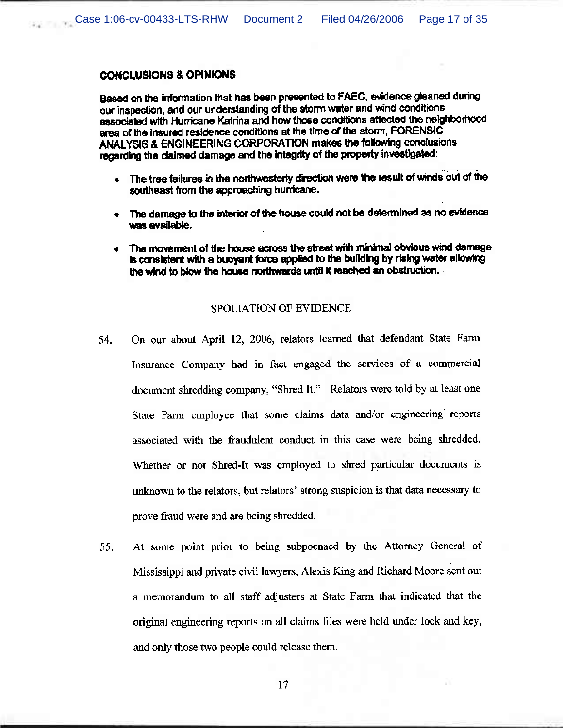**CONCLUSIONS & OPINIONS**

**Based on the information that has been presented to FAEC, evidence gleaned during our inspection, and our understanding of the storm water and wind conditions associated with Hurricane Katrina and how those conditions affected the neighborhood area of the insured residence conditions at the time of the storm, FORENSIC ANALYSIS & ENGINEERING CORPORATION makes the following conclusions regarding the claimed damage and the integrity of the property investigated:**

- **The tree failures in the northwesterly direction were the result of winds out of the southeast from the approaching hurricane.**
- **The damage to the interior of the house could not be determined as no evidence was available.**
- **The movement of the house across the street with minimal obvious wind damage is consistent with a buoyant force applied to the building by rising water allowing the wind to blow the house northwards until it reached an obstruction.**

SPOLIATION OF EVIDENCE

54. On our about April 12, 2006, relators learned that defendant State Farm Insurance Company had in fact engaged the services of a commercial document shredding company, "Shred It." Relators were told by at least one State Farm employee that some claims data and/or engineering reports associated with the fraudulent conduct in this case were being shredded. Whether or not Shred-It was employed to shred particular documents is unknown to the relators, but relators' strong suspicion is that data necessary to prove fraud were and are being shredded.

55. At some point prior to being subpoenaed by the Attorney General of Mississippi and private civil lawyers, Alexis King and Richard Moore sent out a memorandum to all staff adjusters at State Farm that indicated that the original engineering reports on all claims files were held under lock and key, and only those two people could release them.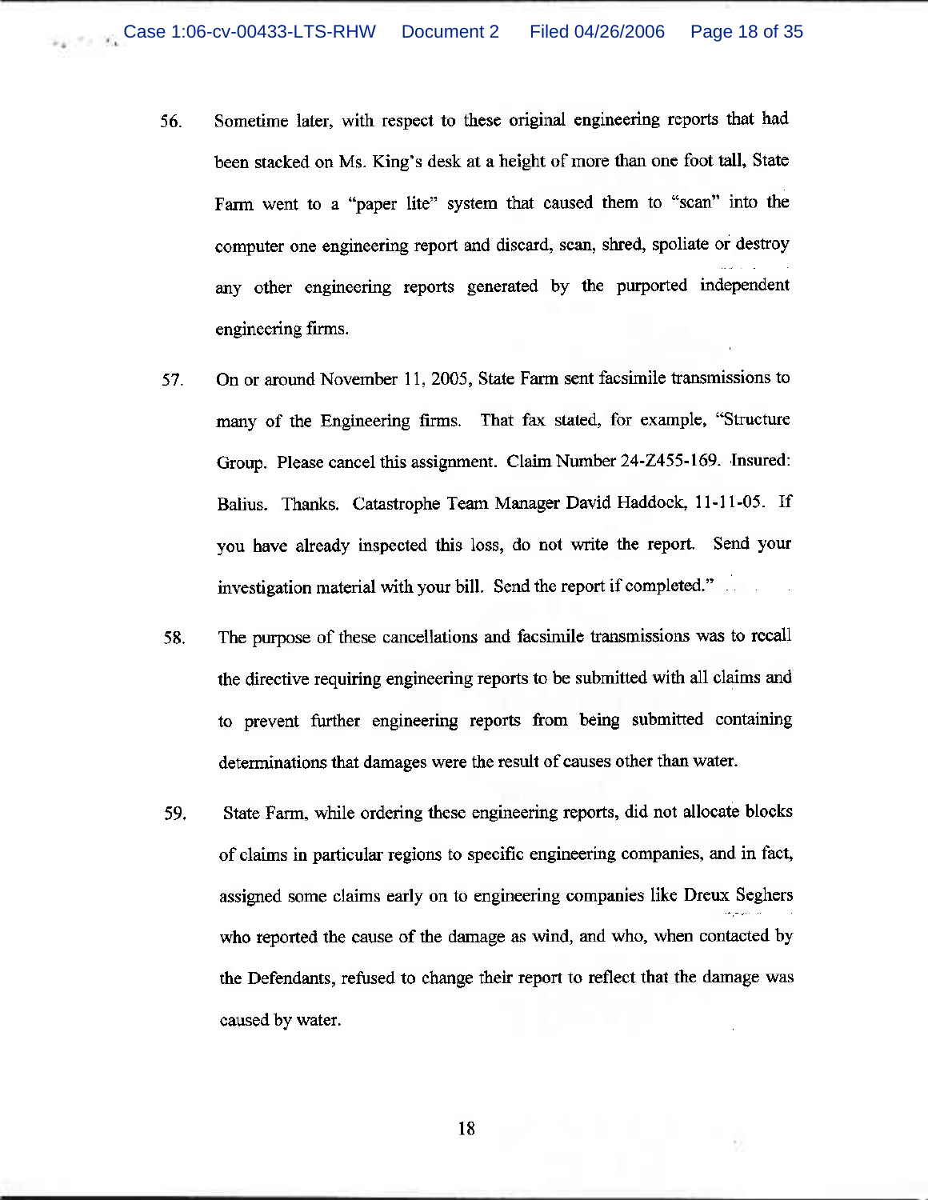56. Sometime later, with respect to these original engineering reports that had been stacked on Ms. King's desk at a height of more than one foot tall, State Farm went to a "paper lite" system that caused them to "scan" into the computer one engineering report and discard, scan, shred, spoliate or destroy any other engineering reports generated by the purported independent engineering firms.

57. On or around November 11, 2005, State Farm sent facsimile transmissions to many of the Engineering firms. That fax stated, for example, "Structure Group. Please cancel this assignment. Claim Number 24-Z455-169. Insured: Balius. Thanks. Catastrophe Team Manager David Haddock, 11-11-05. If you have already inspected this loss, do not write the report. Send your investigation material with your bill. Send the report if completed."

58. The purpose of these cancellations and facsimile transmissions was to recall the directive requiring engineering reports to be submitted with all claims and to prevent further engineering reports from being submitted containing determinations that damages were the result of causes other than water.

59. State Farm, while ordering these engineering reports, did not allocate blocks of claims in particular regions to specific engineering companies, and in fact, assigned some claims early on to engineering companies like Dreux Seghers who reported the cause of the damage as wind, and who, when contacted by the Defendants, refused to change their report to reflect that the damage was caused by water.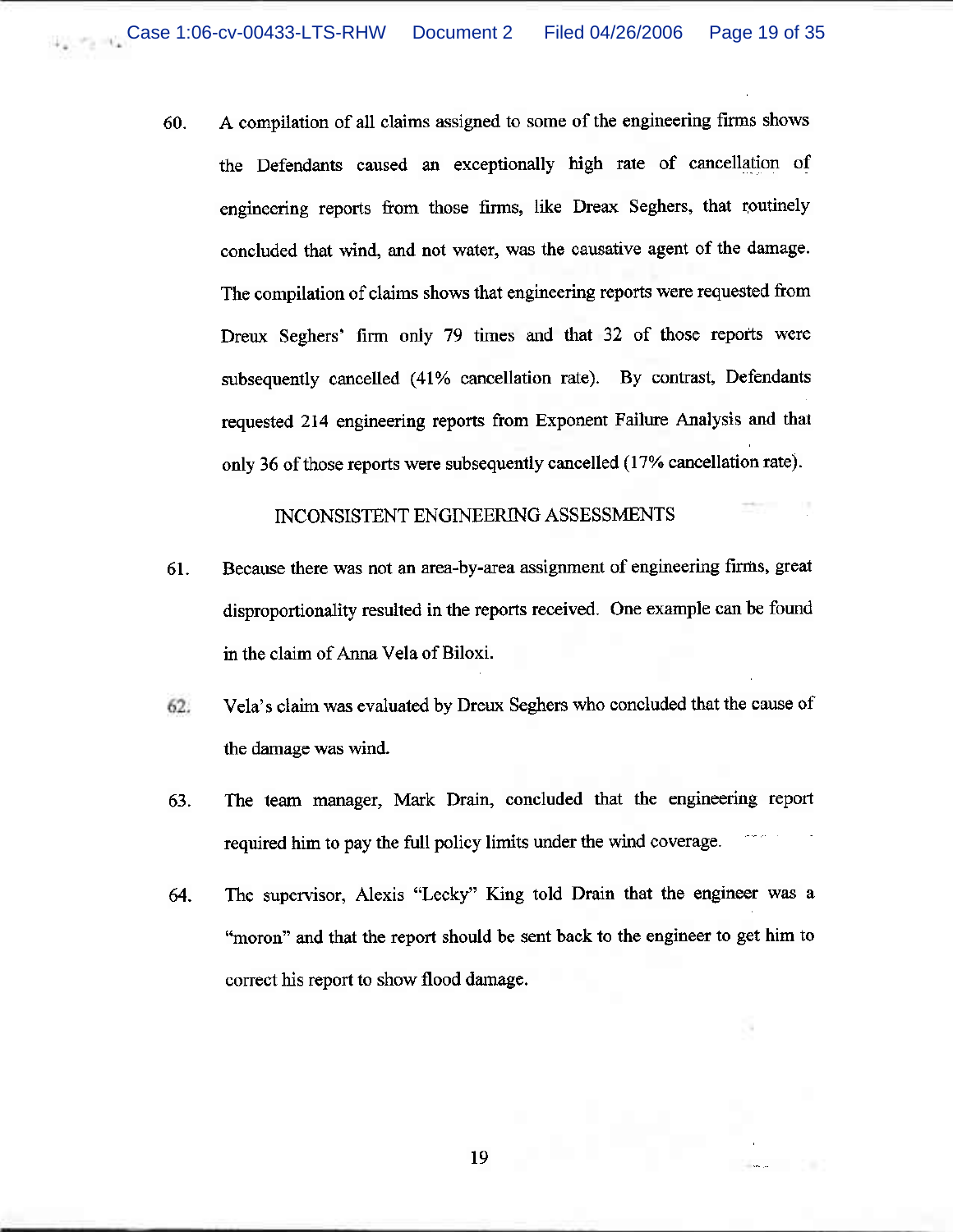60. A compilation of all claims assigned to some of the engineering firms shows the Defendants caused an exceptionally high rate of cancellation of engineering reports from those firms, like Dreax Seghers, that routinely concluded that wind, and not water, was the causative agent of the damage. The compilation of claims shows that engineering reports were requested from Dreux Seghers' firm only 79 times and that 32 of those reports were subsequently cancelled (41% cancellation rate). By contrast, Defendants requested 214 engineering reports from Exponent Failure Analysis and that only 36 of those reports were subsequently cancelled (17% cancellation rate).

## INCONSISTENT ENGINEERING ASSESSMENTS

61. Because there was not an area-by-area assignment of engineering firms, great disproportionality resulted in the reports received. One example can be found in the claim of Anna Vela of Biloxi.

62. Vela's claim was evaluated by Dreux Seghers who concluded that the cause of the damage was wind.

63. The team manager, Mark Drain, concluded that the engineering report required him to pay the full policy limits under the wind coverage.

64. The supervisor, Alexis "Lecky" King told Drain that the engineer was a "moron" and that the report should be sent back to the engineer to get him to correct his report to show flood damage.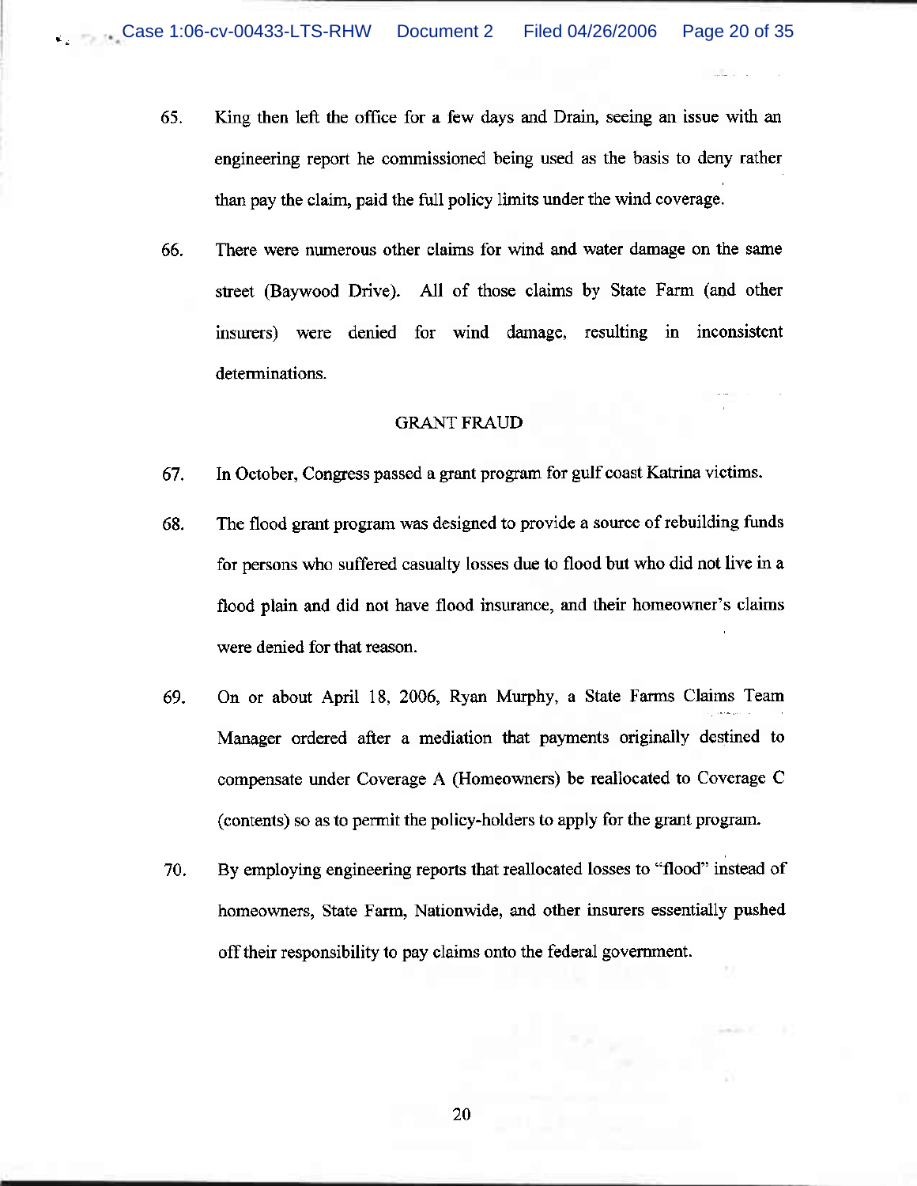65. King then left the office for a few days and Drain, seeing an issue with an engineering report he commissioned being used as the basis to deny rather than pay the claim, paid the full policy limits under the wind coverage.

66. There were numerous other claims for wind and water damage on the same street (Baywood Drive). All of those claims by State Farm (and other insurers) were denied for wind damage, resulting in inconsistent determinations.

## GRANT FRAUD

67. In October, Congress passed a grant program for gulf coast Katrina victims.

68. The flood grant program was designed to provide a source of rebuilding funds for persons who suffered casualty losses due to flood but who did not live in a flood plain and did not have flood insurance, and their homeowner's claims were denied for that reason.

69. On or about April 18, 2006, Ryan Murphy, a State Farms Claims Team Manager ordered after a mediation that payments originally destined to compensate under Coverage A (Homeowners) be reallocated to Coverage C (contents) so as to permit the policy-holders to apply for the grant program.

70. By employing engineering reports that reallocated losses to "flood" instead of homeowners, State Farm, Nationwide, and other insurers essentially pushed off their responsibility to pay claims onto the federal government.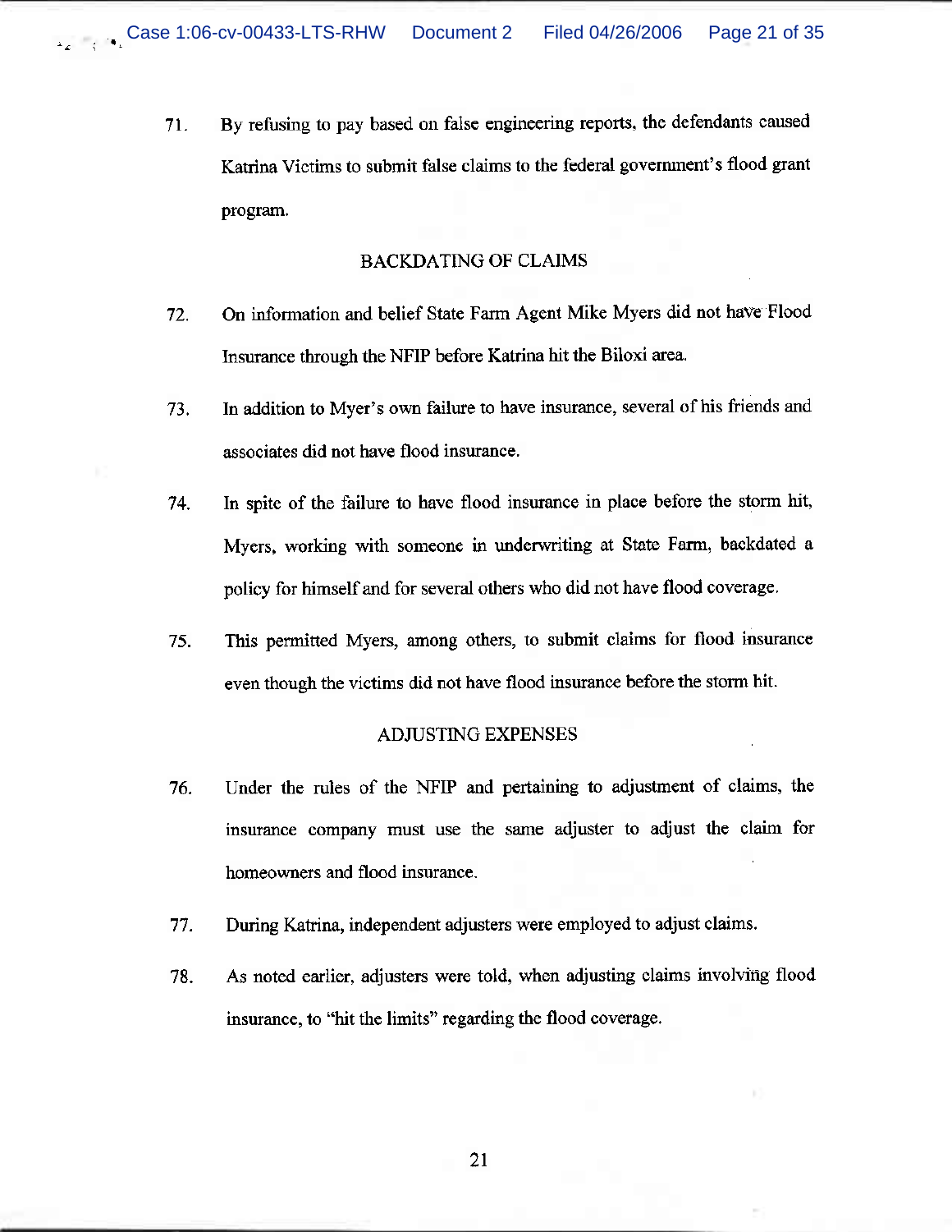71. By refusing to pay based on false engineering reports, the defendants caused Katrina Victims to submit false claims to the federal government's flood grant program.

## BACKDATING OF CLAIMS

72. On information and belief State Farm Agent Mike Myers did not have Flood Insurance through the NFIP before Katrina hit the Biloxi area.

73. In addition to Myer's own failure to have insurance, several of his friends and associates did not have flood insurance.

74. In spite of the failure to have flood insurance in place before the storm hit, Myers, working with someone in underwriting at State Farm, backdated a policy for himself and for several others who did not have flood coverage.

75. This permitted Myers, among others, to submit claims for flood insurance even though the victims did not have flood insurance before the storm hit.

## ADJUSTING EXPENSES

76. Under the rules of the NFIP and pertaining to adjustment of claims, the insurance company must use the same adjuster to adjust the claim for homeowners and flood insurance.

77. During Katrina, independent adjusters were employed to adjust claims.

78. As noted earlier, adjusters were told, when adjusting claims involving flood insurance, to "hit the limits" regarding the flood coverage.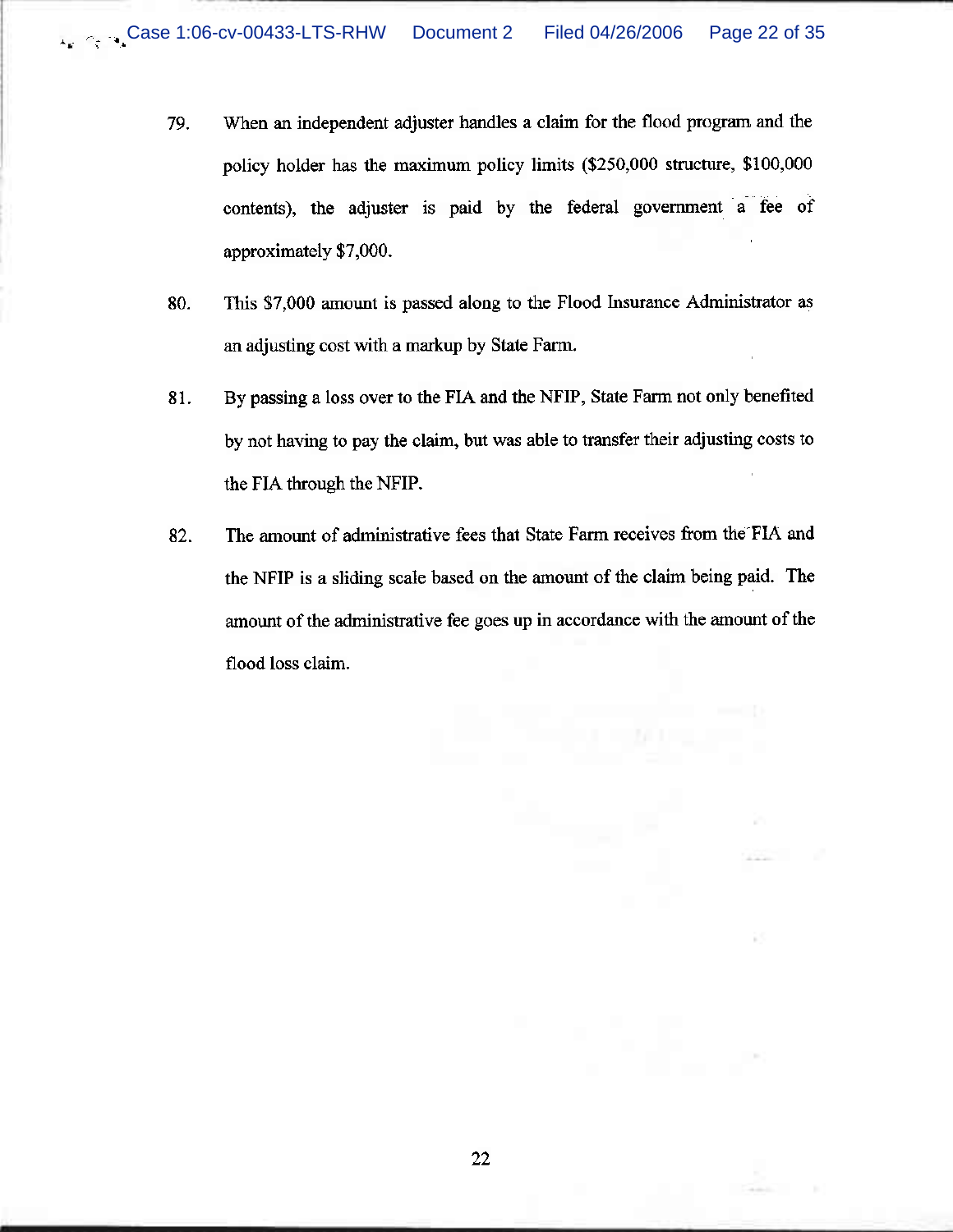79. When an independent adjuster handles a claim for the flood program and the policy holder has the maximum policy limits ($250,000 structure, $100,000 contents), the adjuster is paid by the federal government a fee of approximately $7,000.

80. This $7,000 amount is passed along to the Flood Insurance Administrator as an adjusting cost with a markup by State Farm.

81. By passing a loss over to the FIA and the NFIP, State Farm not only benefited by not having to pay the claim, but was able to transfer their adjusting costs to the FIA through the NFIP.

82. The amount of administrative fees that State Farm receives from the FIA and the NFIP is a sliding scale based on the amount of the claim being paid. The amount of the administrative fee goes up in accordance with the amount of the flood loss claim.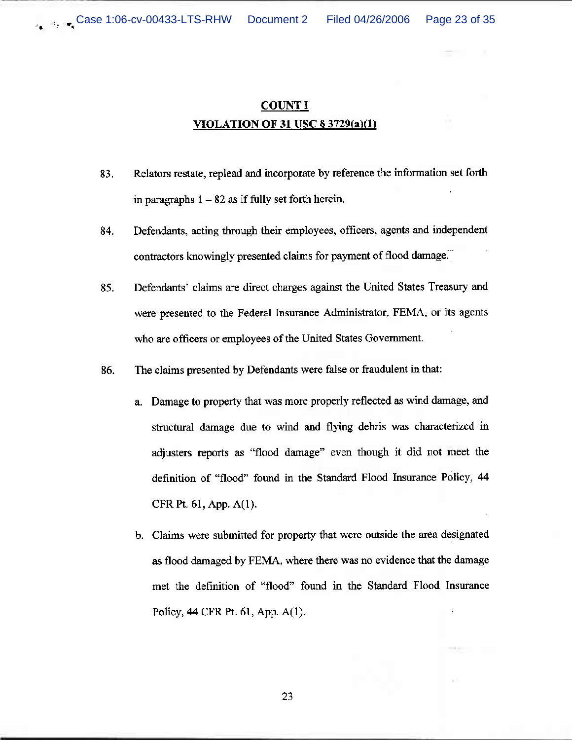## COUNT I

## VIOLATION OF 31 USC § 3729(a)(1)

83. Relators restate, replead and incorporate by reference the information set forth in paragraphs 1 – 82 as if fully set forth herein.

84. Defendants, acting through their employees, officers, agents and independent contractors knowingly presented claims for payment of flood damage.

85. Defendants' claims are direct charges against the United States Treasury and were presented to the Federal Insurance Administrator, FEMA, or its agents who are officers or employees of the United States Government.

86. The claims presented by Defendants were false or fraudulent in that:

   a. Damage to property that was more properly reflected as wind damage, and structural damage due to wind and flying debris was characterized in adjusters reports as "flood damage" even though it did not meet the definition of "flood" found in the Standard Flood Insurance Policy, 44 CFR Pt. 61, App. A(1).

   b. Claims were submitted for property that were outside the area designated as flood damaged by FEMA, where there was no evidence that the damage met the definition of "flood" found in the Standard Flood Insurance Policy, 44 CFR Pt. 61, App. A(1).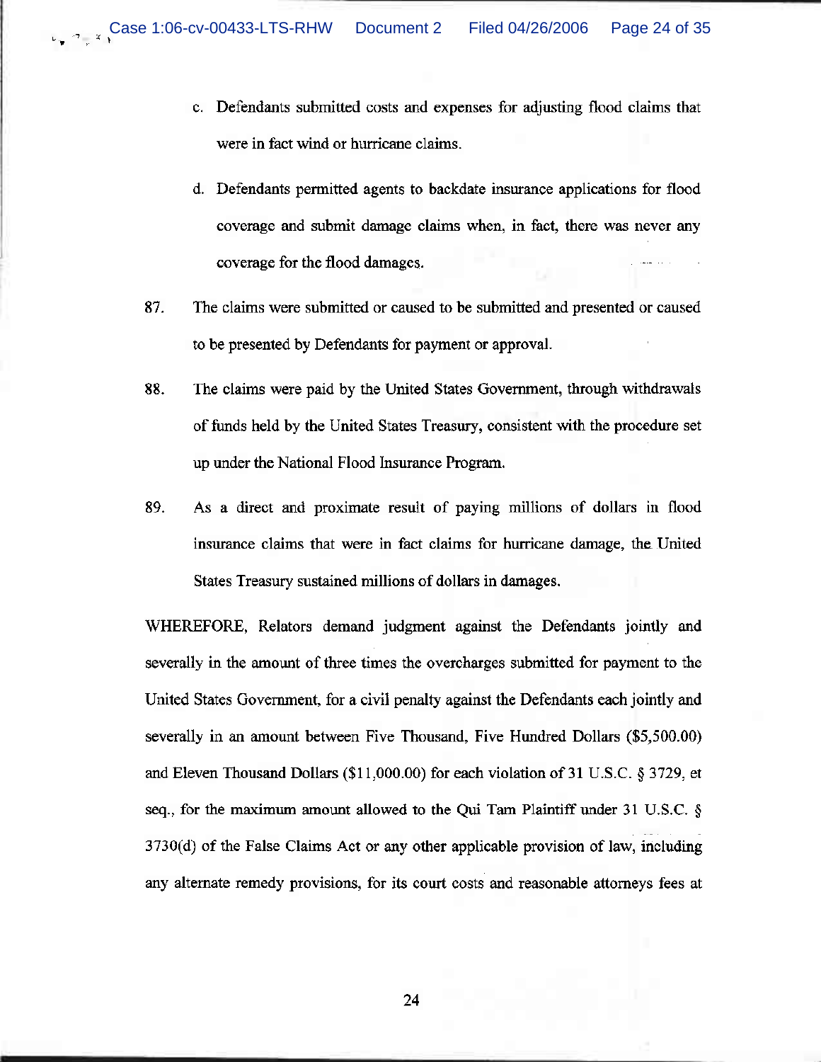c. Defendants submitted costs and expenses for adjusting flood claims that were in fact wind or hurricane claims.

d. Defendants permitted agents to backdate insurance applications for flood coverage and submit damage claims when, in fact, there was never any coverage for the flood damages.

87. The claims were submitted or caused to be submitted and presented or caused to be presented by Defendants for payment or approval.

88. The claims were paid by the United States Government, through withdrawals of funds held by the United States Treasury, consistent with the procedure set up under the National Flood Insurance Program.

89. As a direct and proximate result of paying millions of dollars in flood insurance claims that were in fact claims for hurricane damage, the United States Treasury sustained millions of dollars in damages.

WHEREFORE, Relators demand judgment against the Defendants jointly and severally in the amount of three times the overcharges submitted for payment to the United States Government, for a civil penalty against the Defendants each jointly and severally in an amount between Five Thousand, Five Hundred Dollars ($5,500.00) and Eleven Thousand Dollars ($11,000.00) for each violation of 31 U.S.C. § 3729, et seq., for the maximum amount allowed to the Qui Tam Plaintiff under 31 U.S.C. § 3730(d) of the False Claims Act or any other applicable provision of law, including any alternate remedy provisions, for its court costs and reasonable attorneys fees at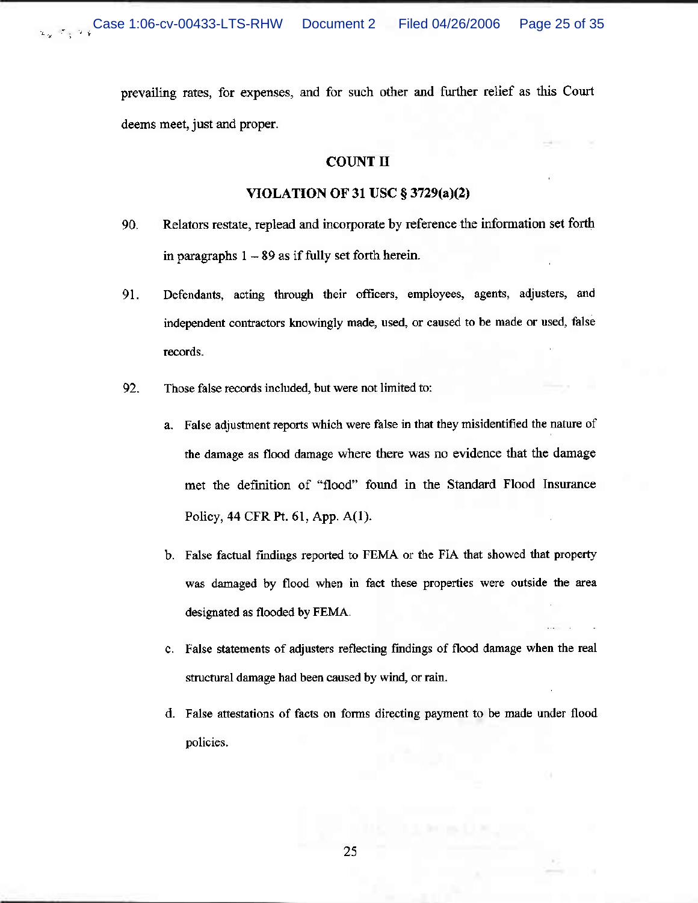prevailing rates, for expenses, and for such other and further relief as this Court deems meet, just and proper.

## COUNT II

## VIOLATION OF 31 USC § 3729(a)(2)

90. Relators restate, replead and incorporate by reference the information set forth in paragraphs 1 – 89 as if fully set forth herein.

91. Defendants, acting through their officers, employees, agents, adjusters, and independent contractors knowingly made, used, or caused to be made or used, false records.

92. Those false records included, but were not limited to:

    a. False adjustment reports which were false in that they misidentified the nature of the damage as flood damage where there was no evidence that the damage met the definition of "flood" found in the Standard Flood Insurance Policy, 44 CFR Pt. 61, App. A(1).

    b. False factual findings reported to FEMA or the FIA that showed that property was damaged by flood when in fact these properties were outside the area designated as flooded by FEMA.

    c. False statements of adjusters reflecting findings of flood damage when the real structural damage had been caused by wind, or rain.

    d. False attestations of facts on forms directing payment to be made under flood policies.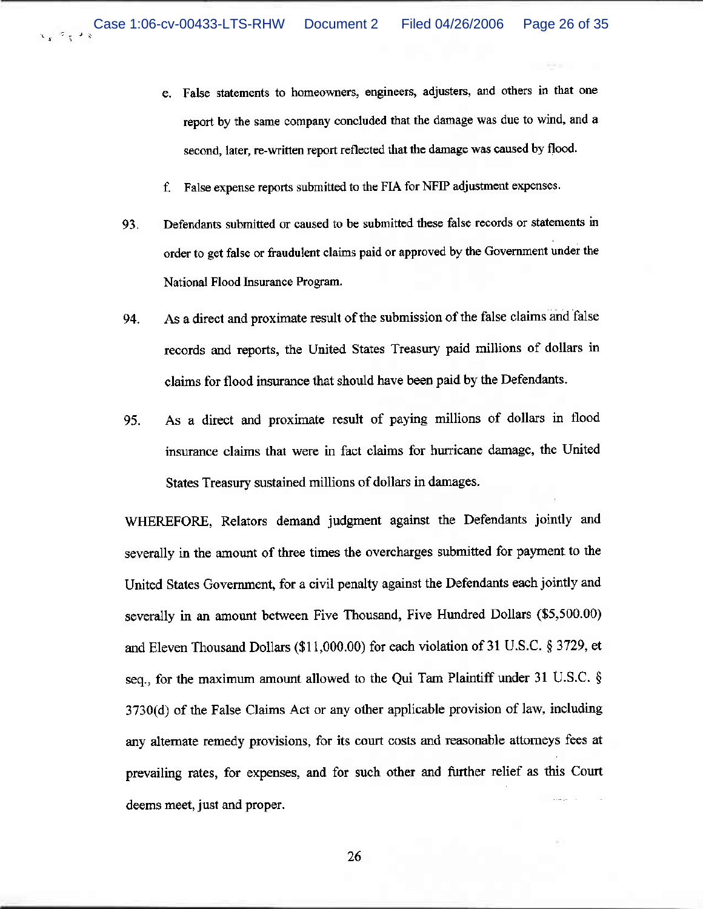e. False statements to homeowners, engineers, adjusters, and others in that one report by the same company concluded that the damage was due to wind, and a second, later, re-written report reflected that the damage was caused by flood.

f. False expense reports submitted to the FIA for NFIP adjustment expenses.

93. Defendants submitted or caused to be submitted these false records or statements in order to get false or fraudulent claims paid or approved by the Government under the National Flood Insurance Program.

94. As a direct and proximate result of the submission of the false claims and false records and reports, the United States Treasury paid millions of dollars in claims for flood insurance that should have been paid by the Defendants.

95. As a direct and proximate result of paying millions of dollars in flood insurance claims that were in fact claims for hurricane damage, the United States Treasury sustained millions of dollars in damages.

WHEREFORE, Relators demand judgment against the Defendants jointly and severally in the amount of three times the overcharges submitted for payment to the United States Government, for a civil penalty against the Defendants each jointly and severally in an amount between Five Thousand, Five Hundred Dollars ($5,500.00) and Eleven Thousand Dollars ($11,000.00) for each violation of 31 U.S.C. § 3729, et seq., for the maximum amount allowed to the Qui Tam Plaintiff under 31 U.S.C. § 3730(d) of the False Claims Act or any other applicable provision of law, including any alternate remedy provisions, for its court costs and reasonable attorneys fees at prevailing rates, for expenses, and for such other and further relief as this Court deems meet, just and proper.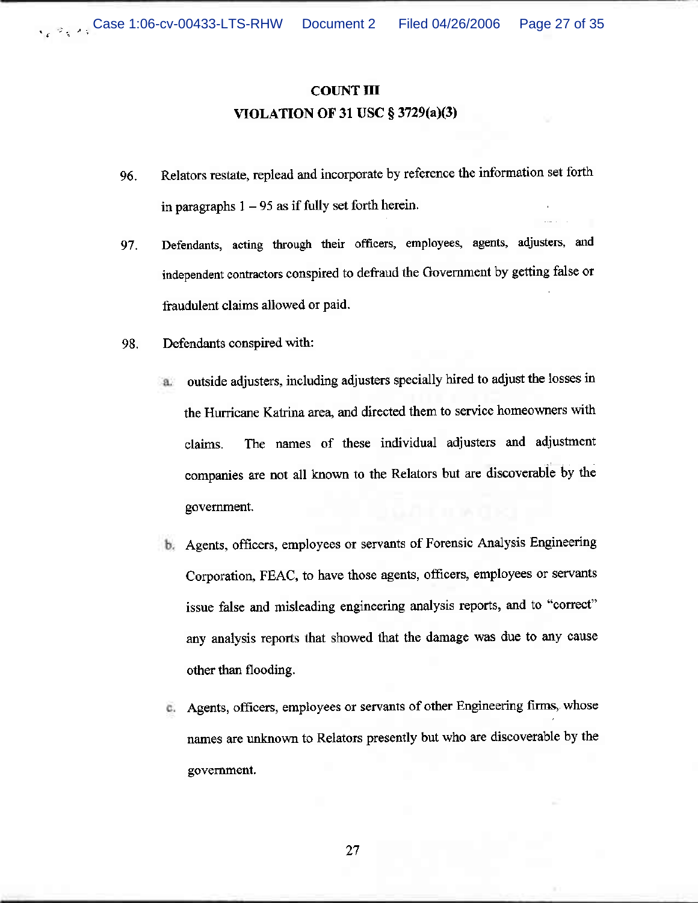## COUNT III
## VIOLATION OF 31 USC § 3729(a)(3)

96. Relators restate, replead and incorporate by reference the information set forth in paragraphs 1 – 95 as if fully set forth herein.

97. Defendants, acting through their officers, employees, agents, adjusters, and independent contractors conspired to defraud the Government by getting false or fraudulent claims allowed or paid.

98. Defendants conspired with:

   a. outside adjusters, including adjusters specially hired to adjust the losses in the Hurricane Katrina area, and directed them to service homeowners with claims. The names of these individual adjusters and adjustment companies are not all known to the Relators but are discoverable by the government.

   b. Agents, officers, employees or servants of Forensic Analysis Engineering Corporation, FEAC, to have those agents, officers, employees or servants issue false and misleading engineering analysis reports, and to "correct" any analysis reports that showed that the damage was due to any cause other than flooding.

   c. Agents, officers, employees or servants of other Engineering firms, whose names are unknown to Relators presently but who are discoverable by the government.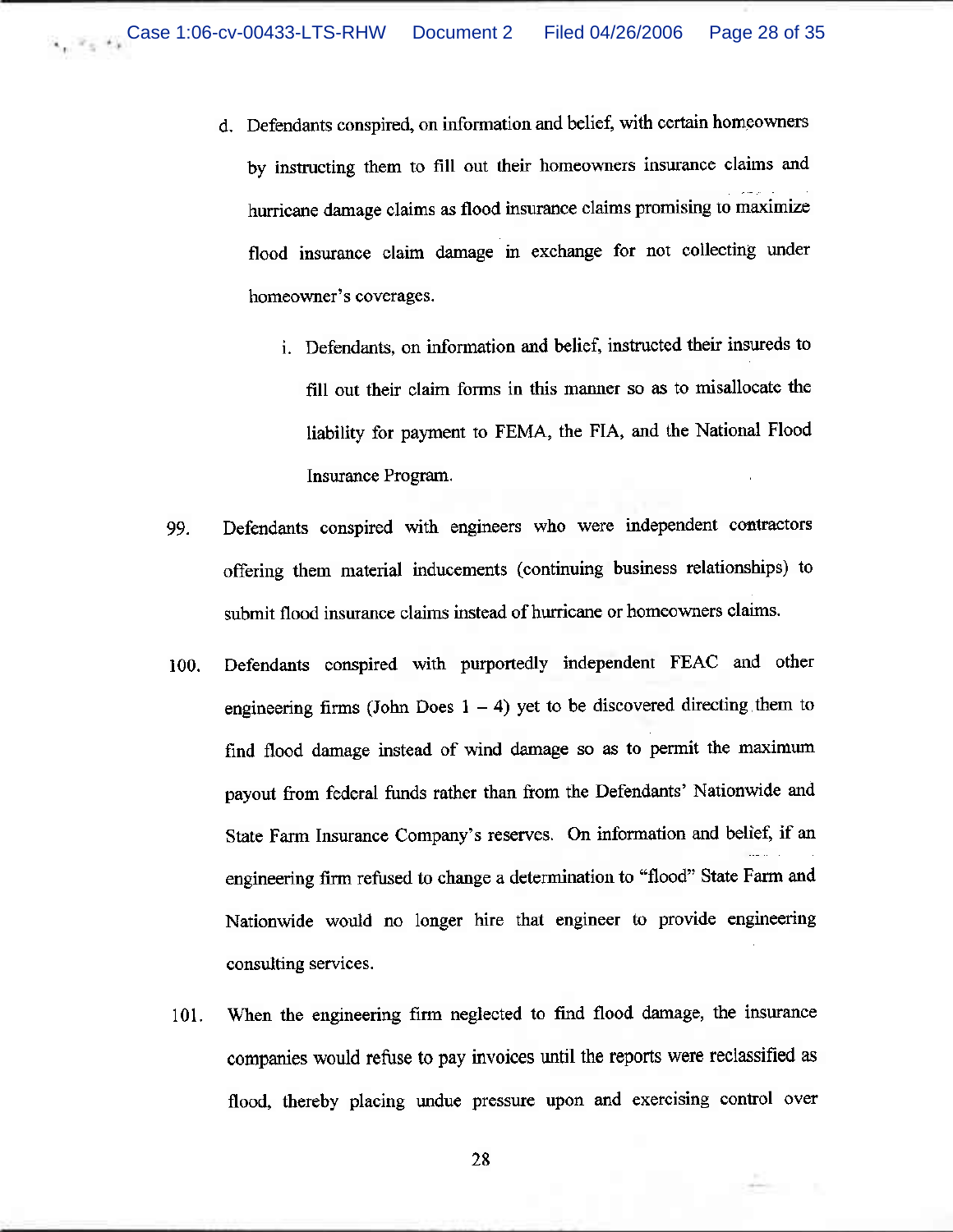d. Defendants conspired, on information and belief, with certain homeowners by instructing them to fill out their homeowners insurance claims and hurricane damage claims as flood insurance claims promising to maximize flood insurance claim damage in exchange for not collecting under homeowner's coverages.

   i. Defendants, on information and belief, instructed their insureds to fill out their claim forms in this manner so as to misallocate the liability for payment to FEMA, the FIA, and the National Flood Insurance Program.

99. Defendants conspired with engineers who were independent contractors offering them material inducements (continuing business relationships) to submit flood insurance claims instead of hurricane or homeowners claims.

100. Defendants conspired with purportedly independent FEAC and other engineering firms (John Does 1 – 4) yet to be discovered directing them to find flood damage instead of wind damage so as to permit the maximum payout from federal funds rather than from the Defendants' Nationwide and State Farm Insurance Company's reserves. On information and belief, if an engineering firm refused to change a determination to "flood" State Farm and Nationwide would no longer hire that engineer to provide engineering consulting services.

101. When the engineering firm neglected to find flood damage, the insurance companies would refuse to pay invoices until the reports were reclassified as flood, thereby placing undue pressure upon and exercising control over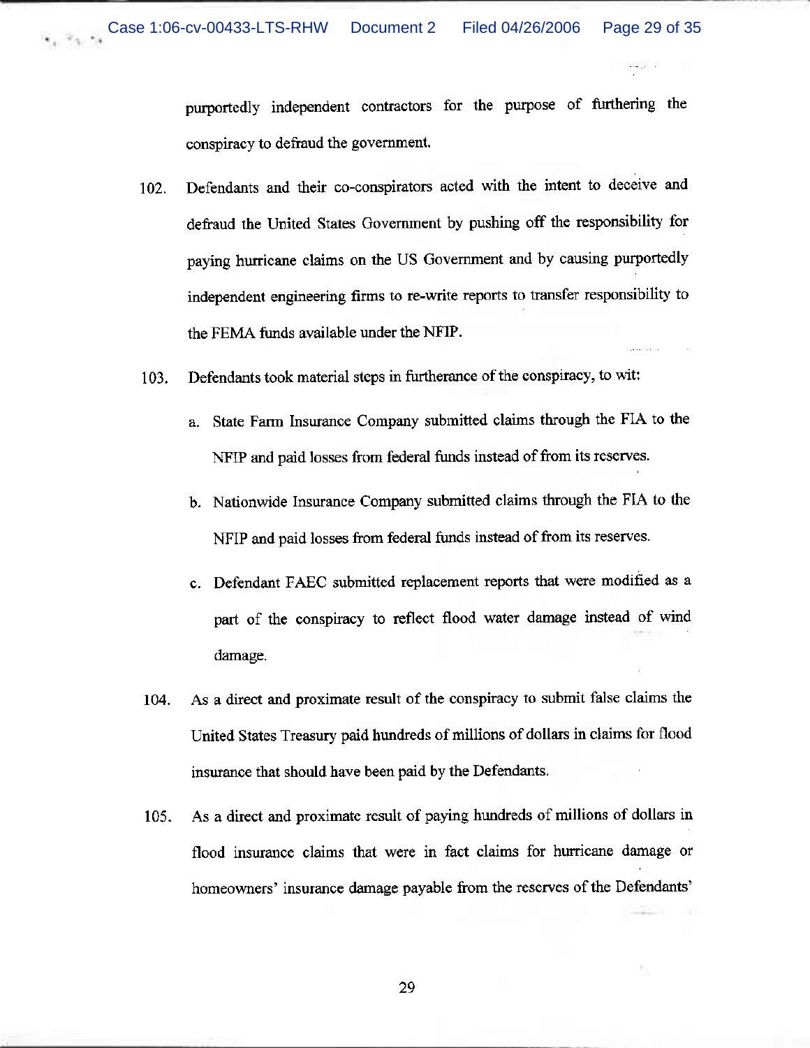purportedly independent contractors for the purpose of furthering the conspiracy to defraud the government.

102. Defendants and their co-conspirators acted with the intent to deceive and defraud the United States Government by pushing off the responsibility for paying hurricane claims on the US Government and by causing purportedly independent engineering firms to re-write reports to transfer responsibility to the FEMA funds available under the NFIP.

103. Defendants took material steps in furtherance of the conspiracy, to wit:

   a. State Farm Insurance Company submitted claims through the FIA to the NFIP and paid losses from federal funds instead of from its reserves.

   b. Nationwide Insurance Company submitted claims through the FIA to the NFIP and paid losses from federal funds instead of from its reserves.

   c. Defendant FAEC submitted replacement reports that were modified as a part of the conspiracy to reflect flood water damage instead of wind damage.

104. As a direct and proximate result of the conspiracy to submit false claims the United States Treasury paid hundreds of millions of dollars in claims for flood insurance that should have been paid by the Defendants.

105. As a direct and proximate result of paying hundreds of millions of dollars in flood insurance claims that were in fact claims for hurricane damage or homeowners' insurance damage payable from the reserves of the Defendants'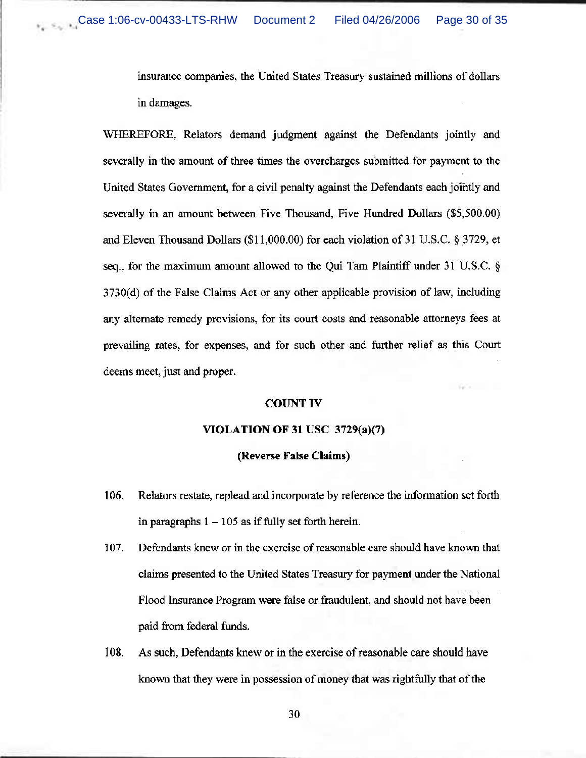insurance companies, the United States Treasury sustained millions of dollars in damages.

WHEREFORE, Relators demand judgment against the Defendants jointly and severally in the amount of three times the overcharges submitted for payment to the United States Government, for a civil penalty against the Defendants each jointly and severally in an amount between Five Thousand, Five Hundred Dollars ($5,500.00) and Eleven Thousand Dollars ($11,000.00) for each violation of 31 U.S.C. § 3729, et seq., for the maximum amount allowed to the Qui Tam Plaintiff under 31 U.S.C. § 3730(d) of the False Claims Act or any other applicable provision of law, including any alternate remedy provisions, for its court costs and reasonable attorneys fees at prevailing rates, for expenses, and for such other and further relief as this Court deems meet, just and proper.

**COUNT IV**

**VIOLATION OF 31 USC 3729(a)(7)**

**(Reverse False Claims)**

106. Relators restate, replead and incorporate by reference the information set forth in paragraphs 1 – 105 as if fully set forth herein.

107. Defendants knew or in the exercise of reasonable care should have known that claims presented to the United States Treasury for payment under the National Flood Insurance Program were false or fraudulent, and should not have been paid from federal funds.

108. As such, Defendants knew or in the exercise of reasonable care should have known that they were in possession of money that was rightfully that of the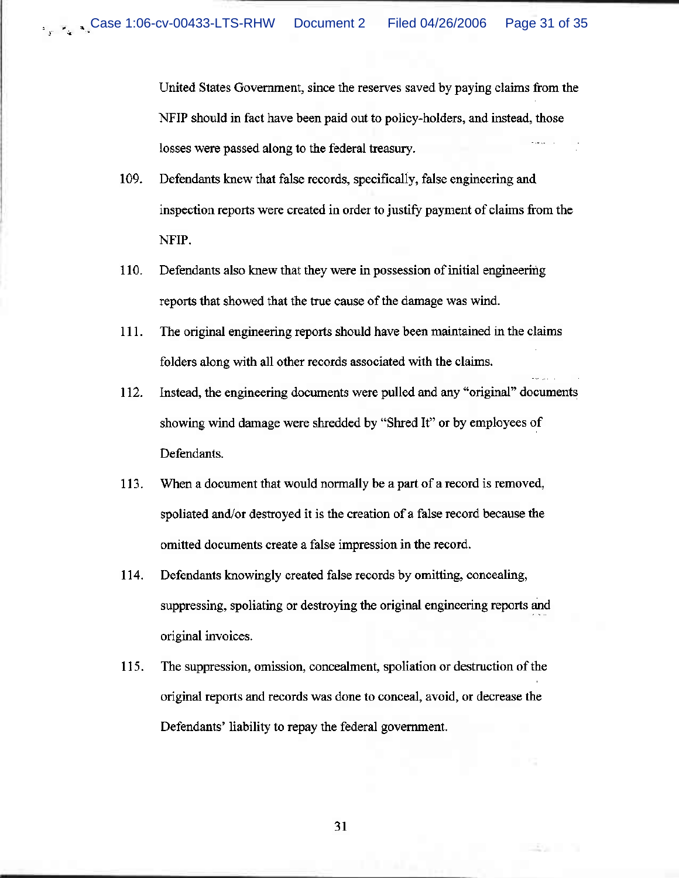United States Government, since the reserves saved by paying claims from the NFIP should in fact have been paid out to policy-holders, and instead, those losses were passed along to the federal treasury.

109. Defendants knew that false records, specifically, false engineering and inspection reports were created in order to justify payment of claims from the NFIP.

110. Defendants also knew that they were in possession of initial engineering reports that showed that the true cause of the damage was wind.

111. The original engineering reports should have been maintained in the claims folders along with all other records associated with the claims.

112. Instead, the engineering documents were pulled and any "original" documents showing wind damage were shredded by "Shred It" or by employees of Defendants.

113. When a document that would normally be a part of a record is removed, spoliated and/or destroyed it is the creation of a false record because the omitted documents create a false impression in the record.

114. Defendants knowingly created false records by omitting, concealing, suppressing, spoliating or destroying the original engineering reports and original invoices.

115. The suppression, omission, concealment, spoliation or destruction of the original reports and records was done to conceal, avoid, or decrease the Defendants' liability to repay the federal government.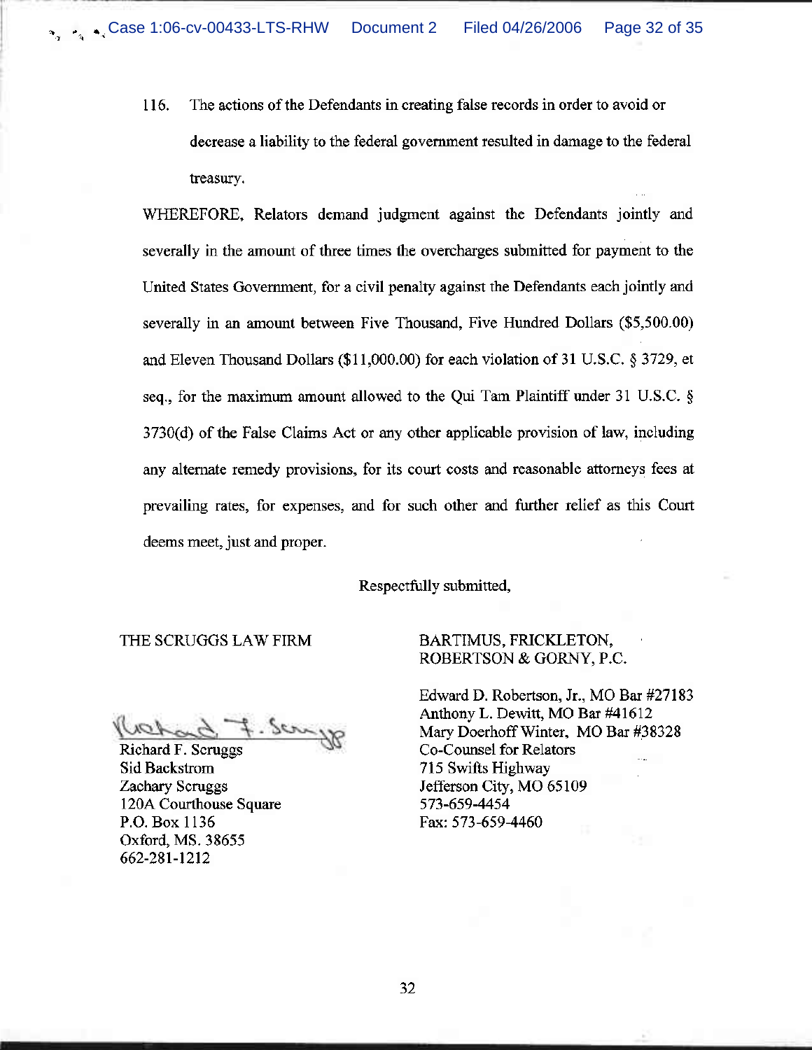116. The actions of the Defendants in creating false records in order to avoid or decrease a liability to the federal government resulted in damage to the federal treasury.

WHEREFORE, Relators demand judgment against the Defendants jointly and severally in the amount of three times the overcharges submitted for payment to the United States Government, for a civil penalty against the Defendants each jointly and severally in an amount between Five Thousand, Five Hundred Dollars ($5,500.00) and Eleven Thousand Dollars ($11,000.00) for each violation of 31 U.S.C. § 3729, et seq., for the maximum amount allowed to the Qui Tam Plaintiff under 31 U.S.C. § 3730(d) of the False Claims Act or any other applicable provision of law, including any alternate remedy provisions, for its court costs and reasonable attorneys fees at prevailing rates, for expenses, and for such other and further relief as this Court deems meet, just and proper.

Respectfully submitted,

THE SCRUGGS LAW FIRM

Richard F. Scruggs
Sid Backstrom
Zachary Scruggs
120A Courthouse Square
P.O. Box 1136
Oxford, MS. 38655
662-281-1212

BARTIMUS, FRICKLETON, ROBERTSON & GORNY, P.C.

Edward D. Robertson, Jr., MO Bar #27183
Anthony L. Dewitt, MO Bar #41612
Mary Doerhoff Winter, MO Bar #38328
Co-Counsel for Relators
715 Swifts Highway
Jefferson City, MO 65109
573-659-4454
Fax: 573-659-4460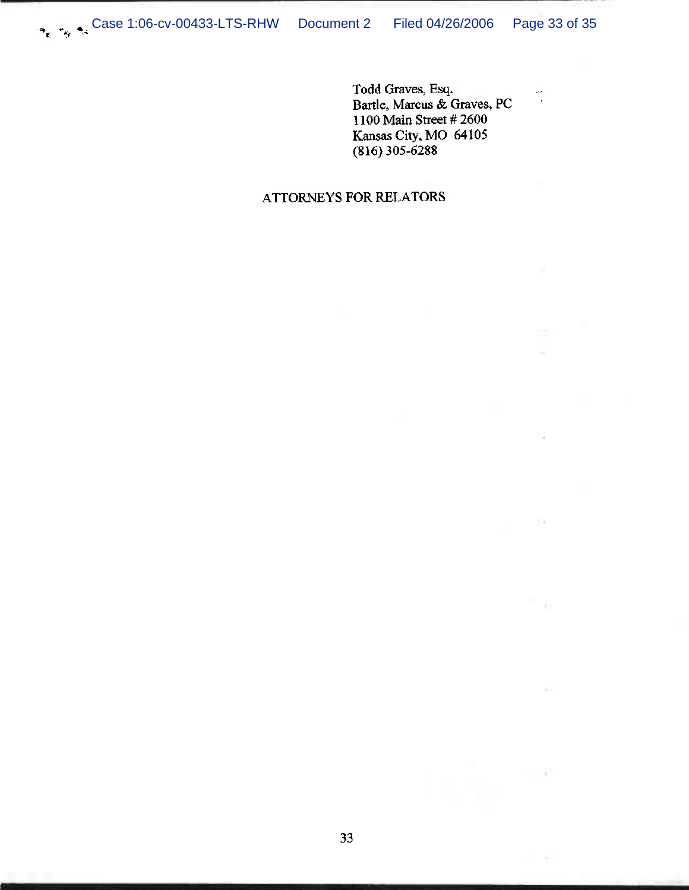Todd Graves, Esq.
Bartle, Marcus & Graves, PC
1100 Main Street # 2600
Kansas City, MO 64105
(816) 305-6288

ATTORNEYS FOR RELATORS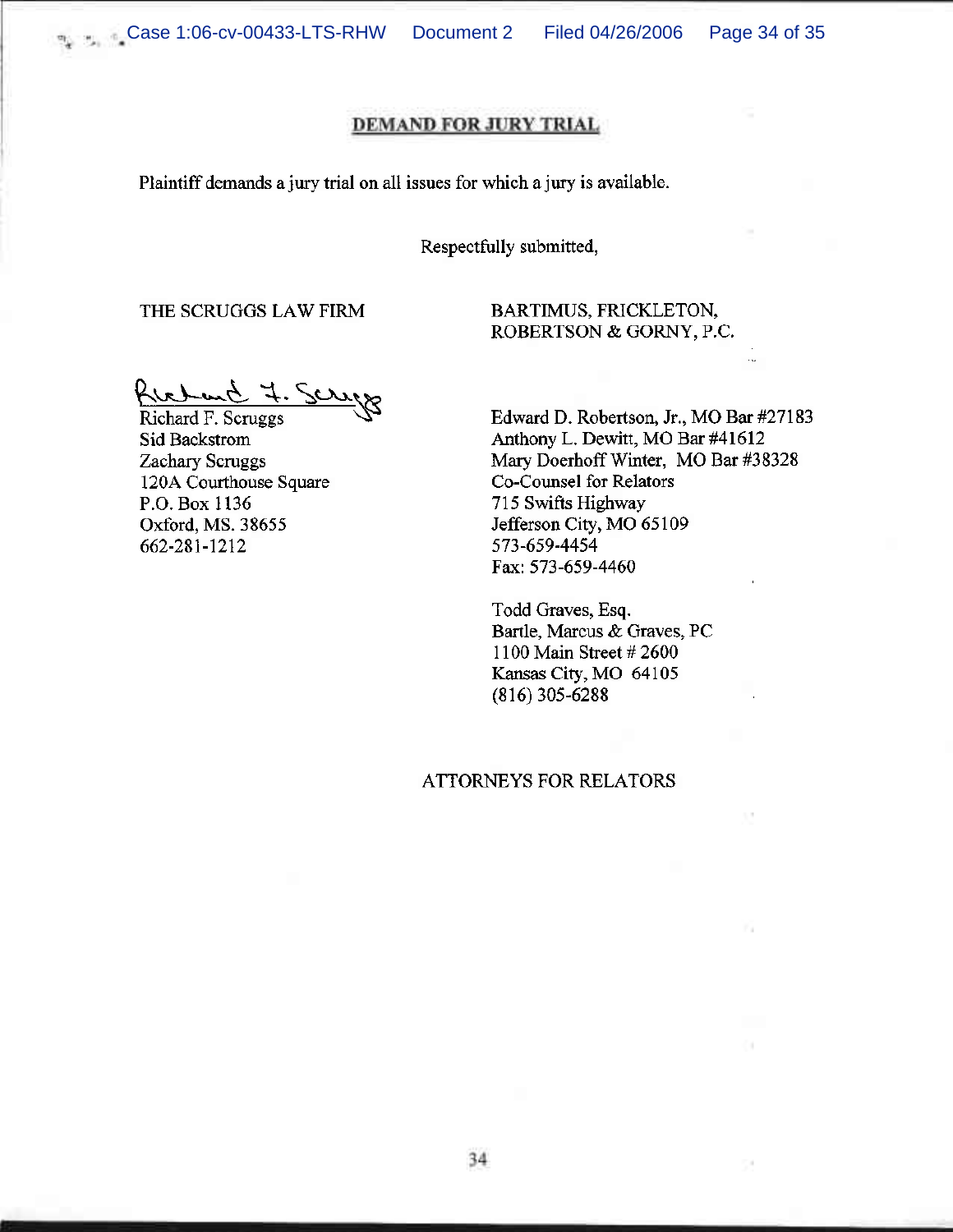## DEMAND FOR JURY TRIAL

Plaintiff demands a jury trial on all issues for which a jury is available.

Respectfully submitted,

THE SCRUGGS LAW FIRM

Richard F. Scruggs
Sid Backstrom
Zachary Scruggs
120A Courthouse Square
P.O. Box 1136
Oxford, MS. 38655
662-281-1212

BARTIMUS, FRICKLETON, ROBERTSON & GORNY, P.C.

Edward D. Robertson, Jr., MO Bar #27183
Anthony L. Dewitt, MO Bar #41612
Mary Doerhoff Winter, MO Bar #38328
Co-Counsel for Relators
715 Swifts Highway
Jefferson City, MO 65109
573-659-4454
Fax: 573-659-4460

Todd Graves, Esq.
Bartle, Marcus & Graves, PC
1100 Main Street # 2600
Kansas City, MO 64105
(816) 305-6288

ATTORNEYS FOR RELATORS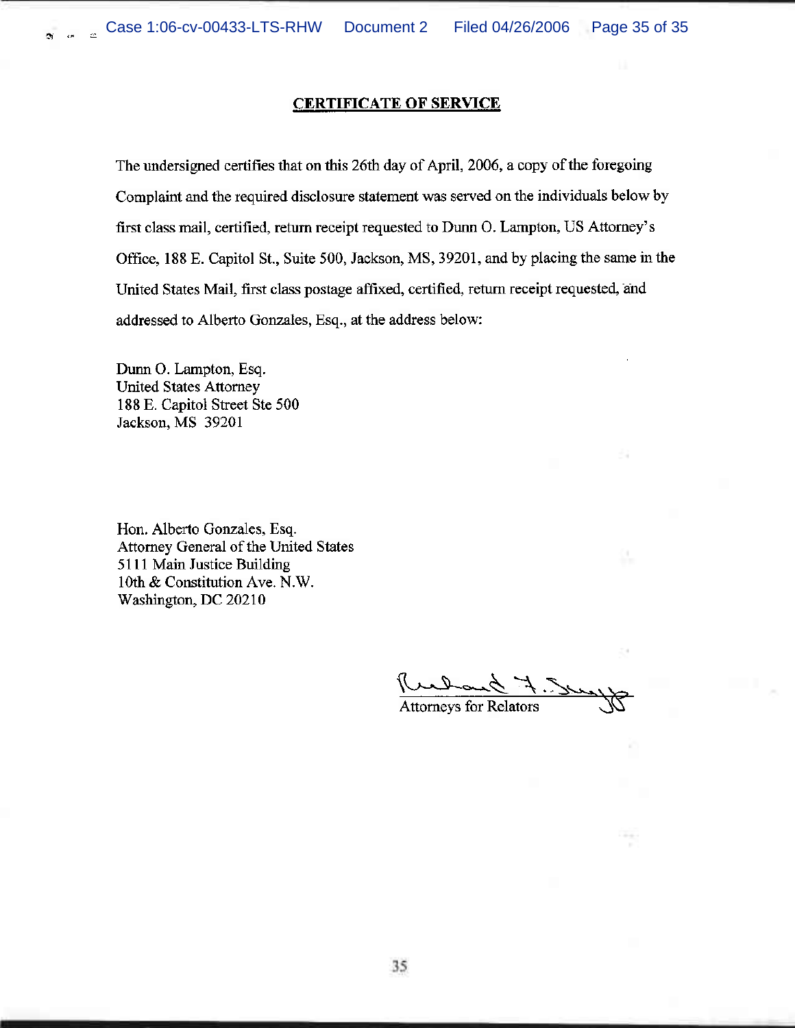## CERTIFICATE OF SERVICE

The undersigned certifies that on this 26th day of April, 2006, a copy of the foregoing Complaint and the required disclosure statement was served on the individuals below by first class mail, certified, return receipt requested to Dunn O. Lampton, US Attorney's Office, 188 E. Capitol St., Suite 500, Jackson, MS, 39201, and by placing the same in the United States Mail, first class postage affixed, certified, return receipt requested, and addressed to Alberto Gonzales, Esq., at the address below:

Dunn O. Lampton, Esq.
United States Attorney
188 E. Capitol Street Ste 500
Jackson, MS 39201

Hon. Alberto Gonzales, Esq.
Attorney General of the United States
5111 Main Justice Building
10th & Constitution Ave. N.W.
Washington, DC 20210

Attorneys for Relators